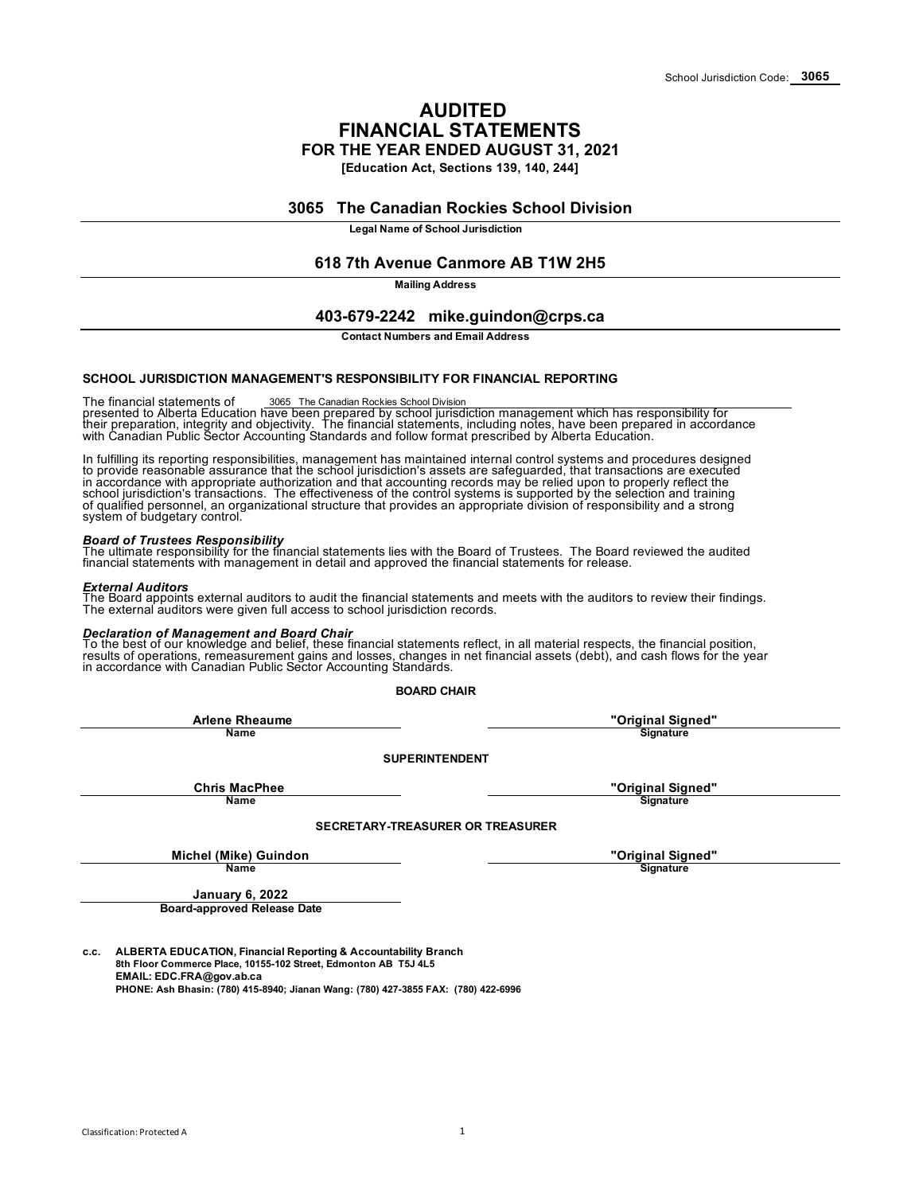School Jurisdiction Code: **3065**

# AUDITED FINANCIAL STATEMENTS

## FOR THE YEAR ENDED AUGUST 31, 2021

**[Education Act, Sections 139, 140, 244]**

## 3065 The Canadian Rockies School Division

**Legal Name of School Jurisdiction**

## 618 7th Avenue Canmore AB T1W 2H5

**Mailing Address**

## 403-679-2242 mike.guindon@crps.ca

**Contact Numbers and Email Address**

### SCHOOL JURISDICTION MANAGEMENT'S RESPONSIBILITY FOR FINANCIAL REPORTING

The financial statements of 3065 The Canadian Rockies School Division presented to Alberta Education have been prepared by school jurisdiction management which has responsibility for their preparation, integrity and objectivity. The financial statements, including notes, have been prepared in accordance with Canadian Public Sector Accounting Standards and follow format prescribed by Alberta Education.

In fulfilling its reporting responsibilities, management has maintained internal control systems and procedures designed to provide reasonable assurance that the school jurisdiction's assets are safeguarded, that transactions are executed in accordance with appropriate authorization and that accounting records may be relied upon to properly reflect the school jurisdiction's transactions. The effectiveness of the control systems is supported by the selection and training of qualified personnel, an organizational structure that provides an appropriate division of responsibility and a strong system of budgetary control.

***Board of Trustees Responsibility***
The ultimate responsibility for the financial statements lies with the Board of Trustees. The Board reviewed the audited financial statements with management in detail and approved the financial statements for release.

***External Auditors***
The Board appoints external auditors to audit the financial statements and meets with the auditors to review their findings. The external auditors were given full access to school jurisdiction records.

***Declaration of Management and Board Chair***
To the best of our knowledge and belief, these financial statements reflect, in all material respects, the financial position, results of operations, remeasurement gains and losses, changes in net financial assets (debt), and cash flows for the year in accordance with Canadian Public Sector Accounting Standards.

**BOARD CHAIR**

| Name | Signature |
|---|---|
| **Arlene Rheaume** | **"Original Signed"** |

**SUPERINTENDENT**

| Name | Signature |
|---|---|
| **Chris MacPhee** | **"Original Signed"** |

**SECRETARY-TREASURER OR TREASURER**

| Name | Signature |
|---|---|
| **Michel (Mike) Guindon** | **"Original Signed"** |

**January 6, 2022**
**Board-approved Release Date**

c.c. **ALBERTA EDUCATION, Financial Reporting & Accountability Branch**
**8th Floor Commerce Place, 10155-102 Street, Edmonton AB T5J 4L5**
**EMAIL: EDC.FRA@gov.ab.ca**
**PHONE: Ash Bhasin: (780) 415-8940; Jianan Wang: (780) 427-3855 FAX: (780) 422-6996**

Classification: Protected A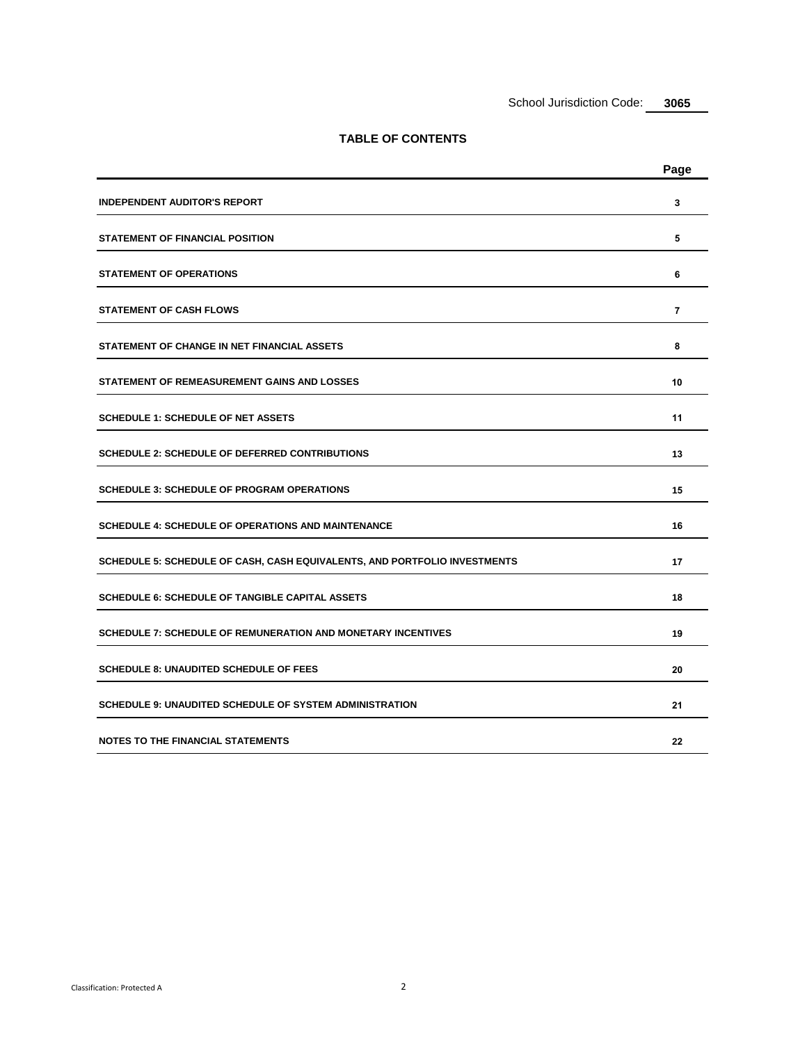School Jurisdiction Code: **3065**

## TABLE OF CONTENTS

| | Page |
|---|---|
| **INDEPENDENT AUDITOR'S REPORT** | 3 |
| **STATEMENT OF FINANCIAL POSITION** | 5 |
| **STATEMENT OF OPERATIONS** | 6 |
| **STATEMENT OF CASH FLOWS** | 7 |
| **STATEMENT OF CHANGE IN NET FINANCIAL ASSETS** | 8 |
| **STATEMENT OF REMEASUREMENT GAINS AND LOSSES** | 10 |
| **SCHEDULE 1: SCHEDULE OF NET ASSETS** | 11 |
| **SCHEDULE 2: SCHEDULE OF DEFERRED CONTRIBUTIONS** | 13 |
| **SCHEDULE 3: SCHEDULE OF PROGRAM OPERATIONS** | 15 |
| **SCHEDULE 4: SCHEDULE OF OPERATIONS AND MAINTENANCE** | 16 |
| **SCHEDULE 5: SCHEDULE OF CASH, CASH EQUIVALENTS, AND PORTFOLIO INVESTMENTS** | 17 |
| **SCHEDULE 6: SCHEDULE OF TANGIBLE CAPITAL ASSETS** | 18 |
| **SCHEDULE 7: SCHEDULE OF REMUNERATION AND MONETARY INCENTIVES** | 19 |
| **SCHEDULE 8: UNAUDITED SCHEDULE OF FEES** | 20 |
| **SCHEDULE 9: UNAUDITED SCHEDULE OF SYSTEM ADMINISTRATION** | 21 |
| **NOTES TO THE FINANCIAL STATEMENTS** | 22 |

Classification: Protected A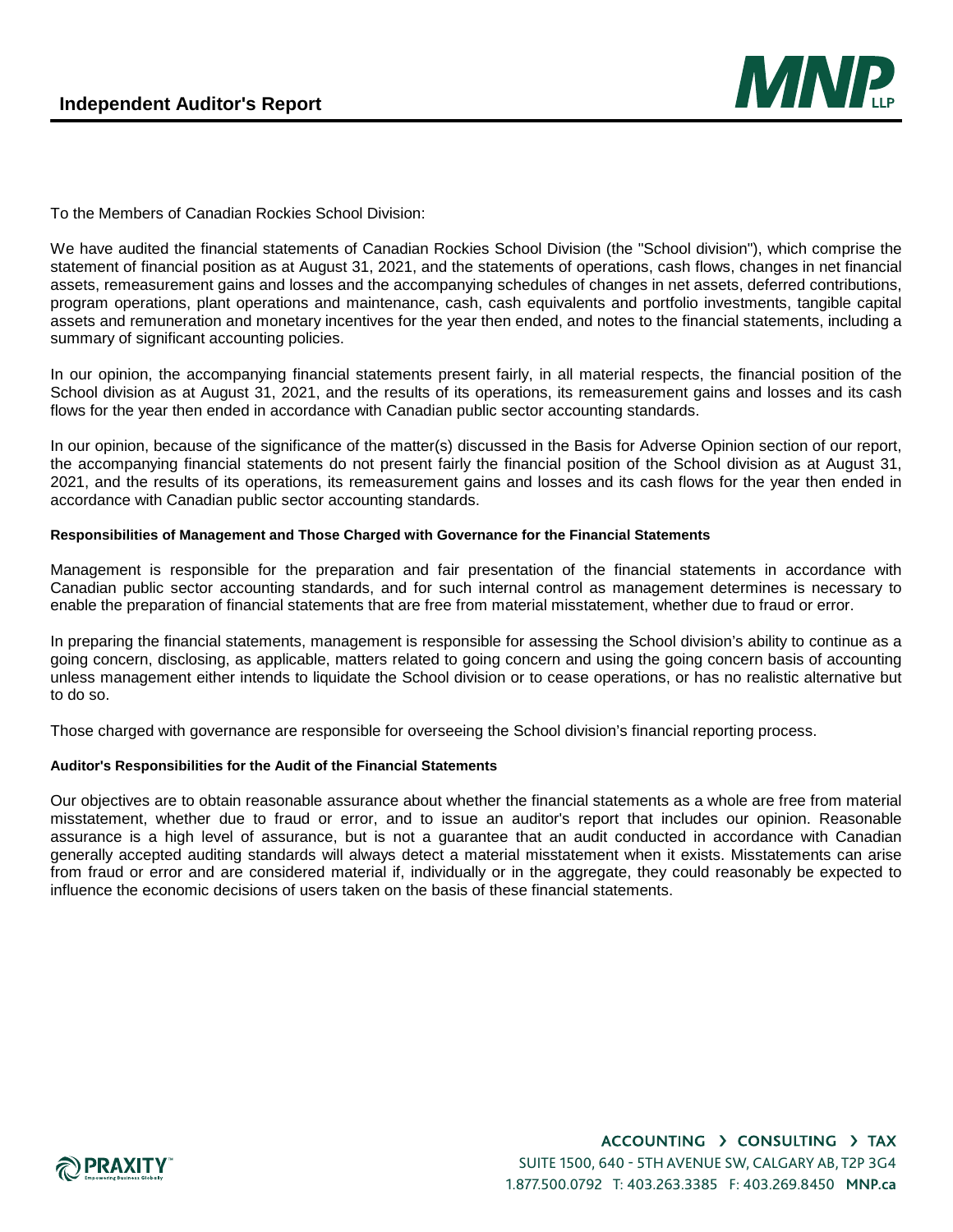# Independent Auditor's Report

To the Members of Canadian Rockies School Division:

We have audited the financial statements of Canadian Rockies School Division (the "School division"), which comprise the statement of financial position as at August 31, 2021, and the statements of operations, cash flows, changes in net financial assets, remeasurement gains and losses and the accompanying schedules of changes in net assets, deferred contributions, program operations, plant operations and maintenance, cash, cash equivalents and portfolio investments, tangible capital assets and remuneration and monetary incentives for the year then ended, and notes to the financial statements, including a summary of significant accounting policies.

In our opinion, the accompanying financial statements present fairly, in all material respects, the financial position of the School division as at August 31, 2021, and the results of its operations, its remeasurement gains and losses and its cash flows for the year then ended in accordance with Canadian public sector accounting standards.

In our opinion, because of the significance of the matter(s) discussed in the Basis for Adverse Opinion section of our report, the accompanying financial statements do not present fairly the financial position of the School division as at August 31, 2021, and the results of its operations, its remeasurement gains and losses and its cash flows for the year then ended in accordance with Canadian public sector accounting standards.

**Responsibilities of Management and Those Charged with Governance for the Financial Statements**

Management is responsible for the preparation and fair presentation of the financial statements in accordance with Canadian public sector accounting standards, and for such internal control as management determines is necessary to enable the preparation of financial statements that are free from material misstatement, whether due to fraud or error.

In preparing the financial statements, management is responsible for assessing the School division's ability to continue as a going concern, disclosing, as applicable, matters related to going concern and using the going concern basis of accounting unless management either intends to liquidate the School division or to cease operations, or has no realistic alternative but to do so.

Those charged with governance are responsible for overseeing the School division's financial reporting process.

**Auditor's Responsibilities for the Audit of the Financial Statements**

Our objectives are to obtain reasonable assurance about whether the financial statements as a whole are free from material misstatement, whether due to fraud or error, and to issue an auditor's report that includes our opinion. Reasonable assurance is a high level of assurance, but is not a guarantee that an audit conducted in accordance with Canadian generally accepted auditing standards will always detect a material misstatement when it exists. Misstatements can arise from fraud or error and are considered material if, individually or in the aggregate, they could reasonably be expected to influence the economic decisions of users taken on the basis of these financial statements.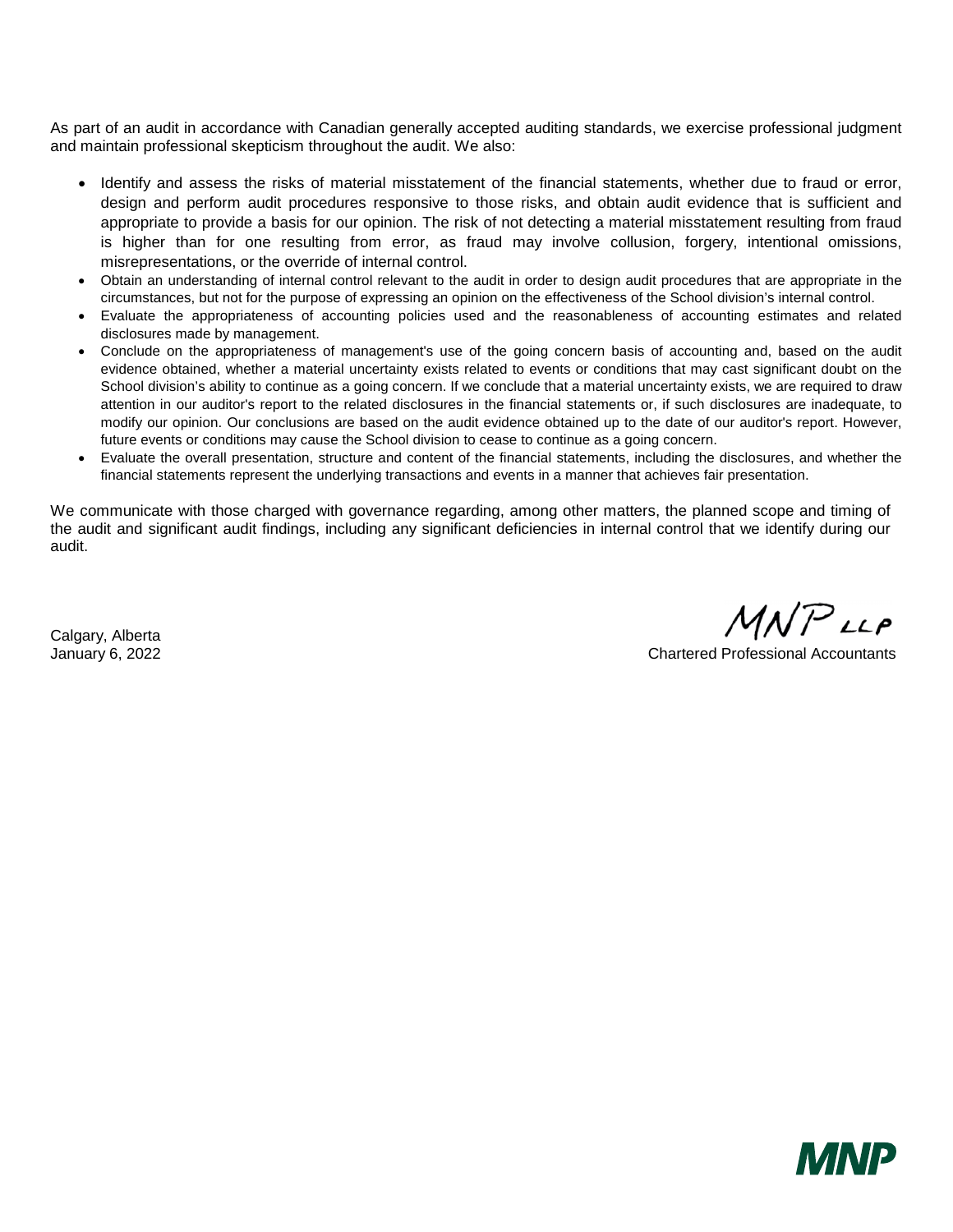As part of an audit in accordance with Canadian generally accepted auditing standards, we exercise professional judgment and maintain professional skepticism throughout the audit. We also:

- Identify and assess the risks of material misstatement of the financial statements, whether due to fraud or error, design and perform audit procedures responsive to those risks, and obtain audit evidence that is sufficient and appropriate to provide a basis for our opinion. The risk of not detecting a material misstatement resulting from fraud is higher than for one resulting from error, as fraud may involve collusion, forgery, intentional omissions, misrepresentations, or the override of internal control.
- Obtain an understanding of internal control relevant to the audit in order to design audit procedures that are appropriate in the circumstances, but not for the purpose of expressing an opinion on the effectiveness of the School division's internal control.
- Evaluate the appropriateness of accounting policies used and the reasonableness of accounting estimates and related disclosures made by management.
- Conclude on the appropriateness of management's use of the going concern basis of accounting and, based on the audit evidence obtained, whether a material uncertainty exists related to events or conditions that may cast significant doubt on the School division's ability to continue as a going concern. If we conclude that a material uncertainty exists, we are required to draw attention in our auditor's report to the related disclosures in the financial statements or, if such disclosures are inadequate, to modify our opinion. Our conclusions are based on the audit evidence obtained up to the date of our auditor's report. However, future events or conditions may cause the School division to cease to continue as a going concern.
- Evaluate the overall presentation, structure and content of the financial statements, including the disclosures, and whether the financial statements represent the underlying transactions and events in a manner that achieves fair presentation.

We communicate with those charged with governance regarding, among other matters, the planned scope and timing of the audit and significant audit findings, including any significant deficiencies in internal control that we identify during our audit.

Calgary, Alberta
January 6, 2022

MNP LLP
Chartered Professional Accountants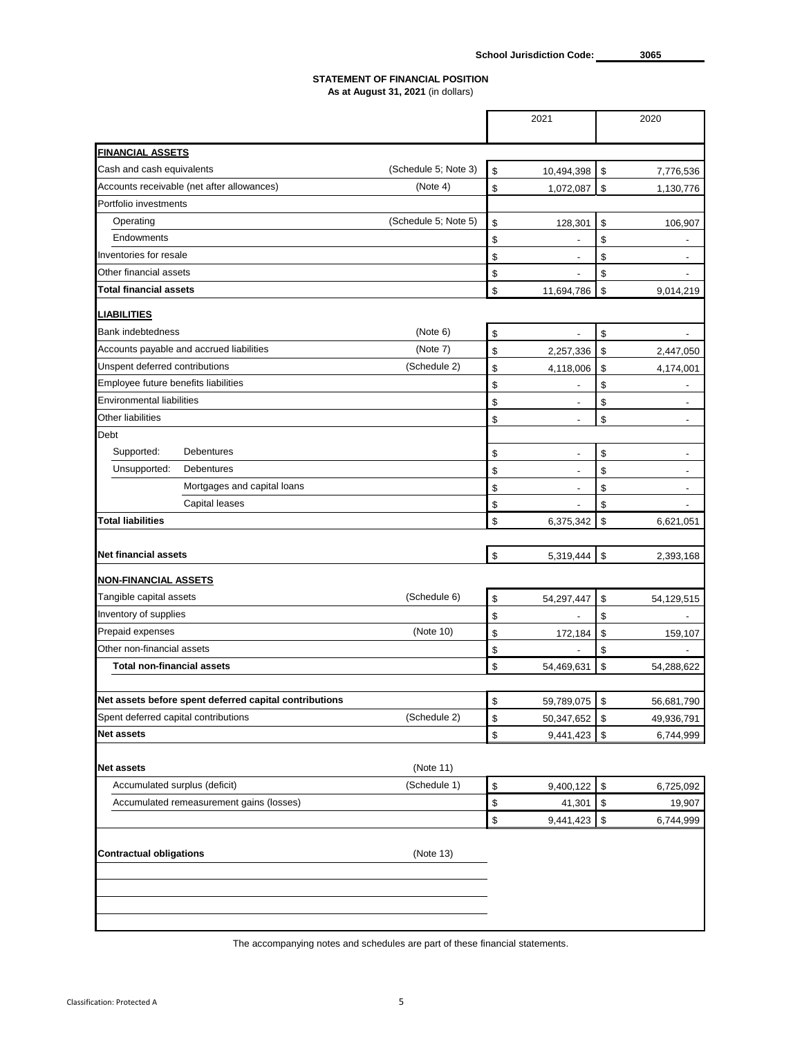School Jurisdiction Code: 3065

## STATEMENT OF FINANCIAL POSITION

**As at August 31, 2021** (in dollars)

| | | 2021 | 2020 |
|---|---|---|---|
| **FINANCIAL ASSETS** | | | |
| Cash and cash equivalents | (Schedule 5; Note 3) | $ 10,494,398 | $ 7,776,536 |
| Accounts receivable (net after allowances) | (Note 4) | $ 1,072,087 | $ 1,130,776 |
| Portfolio investments | | | |
| Operating | (Schedule 5; Note 5) | $ 128,301 | $ 106,907 |
| Endowments | | $ - | $ - |
| Inventories for resale | | $ - | $ - |
| Other financial assets | | $ - | $ - |
| **Total financial assets** | | $ 11,694,786 | $ 9,014,219 |
| **LIABILITIES** | | | |
| Bank indebtedness | (Note 6) | $ - | $ - |
| Accounts payable and accrued liabilities | (Note 7) | $ 2,257,336 | $ 2,447,050 |
| Unspent deferred contributions | (Schedule 2) | $ 4,118,006 | $ 4,174,001 |
| Employee future benefits liabilities | | $ - | $ - |
| Environmental liabilities | | $ - | $ - |
| Other liabilities | | $ - | $ - |
| Debt | | | |
| Supported: Debentures | | $ - | $ - |
| Unsupported: Debentures | | $ - | $ - |
| Mortgages and capital loans | | $ - | $ - |
| Capital leases | | $ - | $ - |
| **Total liabilities** | | $ 6,375,342 | $ 6,621,051 |
| **Net financial assets** | | $ 5,319,444 | $ 2,393,168 |
| **NON-FINANCIAL ASSETS** | | | |
| Tangible capital assets | (Schedule 6) | $ 54,297,447 | $ 54,129,515 |
| Inventory of supplies | | $ - | $ - |
| Prepaid expenses | (Note 10) | $ 172,184 | $ 159,107 |
| Other non-financial assets | | $ - | $ - |
| **Total non-financial assets** | | $ 54,469,631 | $ 54,288,622 |
| **Net assets before spent deferred capital contributions** | | $ 59,789,075 | $ 56,681,790 |
| Spent deferred capital contributions | (Schedule 2) | $ 50,347,652 | $ 49,936,791 |
| **Net assets** | | $ 9,441,423 | $ 6,744,999 |
| **Net assets** | (Note 11) | | |
| Accumulated surplus (deficit) | (Schedule 1) | $ 9,400,122 | $ 6,725,092 |
| Accumulated remeasurement gains (losses) | | $ 41,301 | $ 19,907 |
| | | $ 9,441,423 | $ 6,744,999 |
| **Contractual obligations** | (Note 13) | | |

The accompanying notes and schedules are part of these financial statements.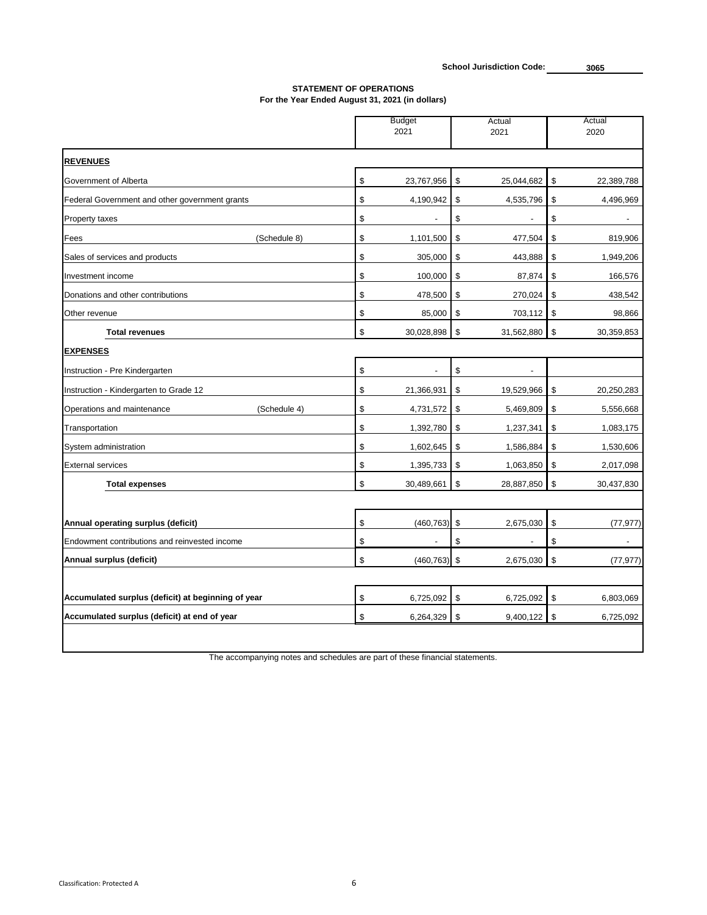School Jurisdiction Code: 3065

## STATEMENT OF OPERATIONS
**For the Year Ended August 31, 2021 (in dollars)**

| | Budget 2021 | Actual 2021 | Actual 2020 |
|---|---|---|---|
| **REVENUES** | | | |
| Government of Alberta | $ 23,767,956 | $ 25,044,682 | $ 22,389,788 |
| Federal Government and other government grants | $ 4,190,942 | $ 4,535,796 | $ 4,496,969 |
| Property taxes | $ - | $ - | $ - |
| Fees (Schedule 8) | $ 1,101,500 | $ 477,504 | $ 819,906 |
| Sales of services and products | $ 305,000 | $ 443,888 | $ 1,949,206 |
| Investment income | $ 100,000 | $ 87,874 | $ 166,576 |
| Donations and other contributions | $ 478,500 | $ 270,024 | $ 438,542 |
| Other revenue | $ 85,000 | $ 703,112 | $ 98,866 |
| **Total revenues** | $ 30,028,898 | $ 31,562,880 | $ 30,359,853 |
| **EXPENSES** | | | |
| Instruction - Pre Kindergarten | $ - | $ - | |
| Instruction - Kindergarten to Grade 12 | $ 21,366,931 | $ 19,529,966 | $ 20,250,283 |
| Operations and maintenance (Schedule 4) | $ 4,731,572 | $ 5,469,809 | $ 5,556,668 |
| Transportation | $ 1,392,780 | $ 1,237,341 | $ 1,083,175 |
| System administration | $ 1,602,645 | $ 1,586,884 | $ 1,530,606 |
| External services | $ 1,395,733 | $ 1,063,850 | $ 2,017,098 |
| **Total expenses** | $ 30,489,661 | $ 28,887,850 | $ 30,437,830 |
| | | | |
| **Annual operating surplus (deficit)** | $ (460,763) | $ 2,675,030 | $ (77,977) |
| Endowment contributions and reinvested income | $ - | $ - | $ - |
| **Annual surplus (deficit)** | $ (460,763) | $ 2,675,030 | $ (77,977) |
| | | | |
| **Accumulated surplus (deficit) at beginning of year** | $ 6,725,092 | $ 6,725,092 | $ 6,803,069 |
| **Accumulated surplus (deficit) at end of year** | $ 6,264,329 | $ 9,400,122 | $ 6,725,092 |

The accompanying notes and schedules are part of these financial statements.

Classification: Protected A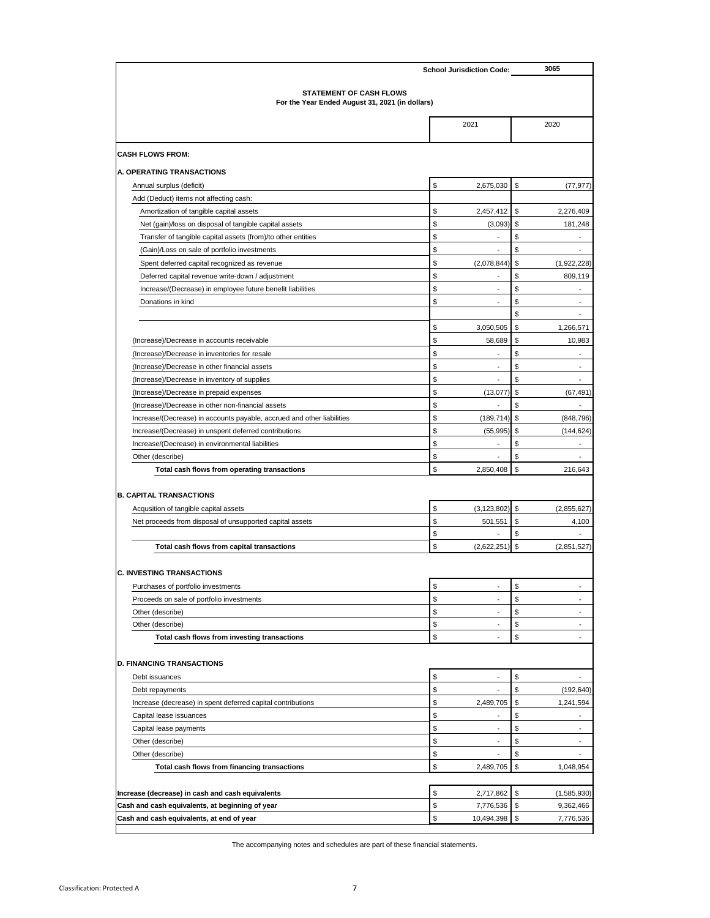School Jurisdiction Code: 3065

## STATEMENT OF CASH FLOWS

For the Year Ended August 31, 2021 (in dollars)

| | 2021 | 2020 |
|---|---|---|
| **CASH FLOWS FROM:** | | |
| **A. OPERATING TRANSACTIONS** | | |
| Annual surplus (deficit) | $ 2,675,030 | $ (77,977) |
| Add (Deduct) items not affecting cash: | | |
| Amortization of tangible capital assets | $ 2,457,412 | $ 2,276,409 |
| Net (gain)/loss on disposal of tangible capital assets | $ (3,093) | $ 181,248 |
| Transfer of tangible capital assets (from)/to other entities | $ - | $ - |
| (Gain)/Loss on sale of portfolio investments | $ - | $ - |
| Spent deferred capital recognized as revenue | $ (2,078,844) | $ (1,922,228) |
| Deferred capital revenue write-down / adjustment | $ - | $ 809,119 |
| Increase/(Decrease) in employee future benefit liabilities | $ - | $ - |
| Donations in kind | $ - | $ - |
| | | $ - |
| | $ 3,050,505 | $ 1,266,571 |
| (Increase)/Decrease in accounts receivable | $ 58,689 | $ 10,983 |
| (Increase)/Decrease in inventories for resale | $ - | $ - |
| (Increase)/Decrease in other financial assets | $ - | $ - |
| (Increase)/Decrease in inventory of supplies | $ - | $ - |
| (Increase)/Decrease in prepaid expenses | $ (13,077) | $ (67,491) |
| (Increase)/Decrease in other non-financial assets | $ - | $ - |
| Increase/(Decrease) in accounts payable, accrued and other liabilities | $ (189,714) | $ (848,796) |
| Increase/(Decrease) in unspent deferred contributions | $ (55,995) | $ (144,624) |
| Increase/(Decrease) in environmental liabilities | $ - | $ - |
| Other (describe) | $ - | $ - |
| **Total cash flows from operating transactions** | $ 2,850,408 | $ 216,643 |
| **B. CAPITAL TRANSACTIONS** | | |
| Acqusition of tangible capital assets | $ (3,123,802) | $ (2,855,627) |
| Net proceeds from disposal of unsupported capital assets | $ 501,551 | $ 4,100 |
| | $ - | $ - |
| **Total cash flows from capital transactions** | $ (2,622,251) | $ (2,851,527) |
| **C. INVESTING TRANSACTIONS** | | |
| Purchases of portfolio investments | $ - | $ - |
| Proceeds on sale of portfolio investments | $ - | $ - |
| Other (describe) | $ - | $ - |
| Other (describe) | $ - | $ - |
| **Total cash flows from investing transactions** | $ - | $ - |
| **D. FINANCING TRANSACTIONS** | | |
| Debt issuances | $ - | $ - |
| Debt repayments | $ - | $ (192,640) |
| Increase (decrease) in spent deferred capital contributions | $ 2,489,705 | $ 1,241,594 |
| Capital lease issuances | $ - | $ - |
| Capital lease payments | $ - | $ - |
| Other (describe) | $ - | $ - |
| Other (describe) | $ - | $ - |
| **Total cash flows from financing transactions** | $ 2,489,705 | $ 1,048,954 |
| **Increase (decrease) in cash and cash equivalents** | $ 2,717,862 | $ (1,585,930) |
| **Cash and cash equivalents, at beginning of year** | $ 7,776,536 | $ 9,362,466 |
| **Cash and cash equivalents, at end of year** | $ 10,494,398 | $ 7,776,536 |

The accompanying notes and schedules are part of these financial statements.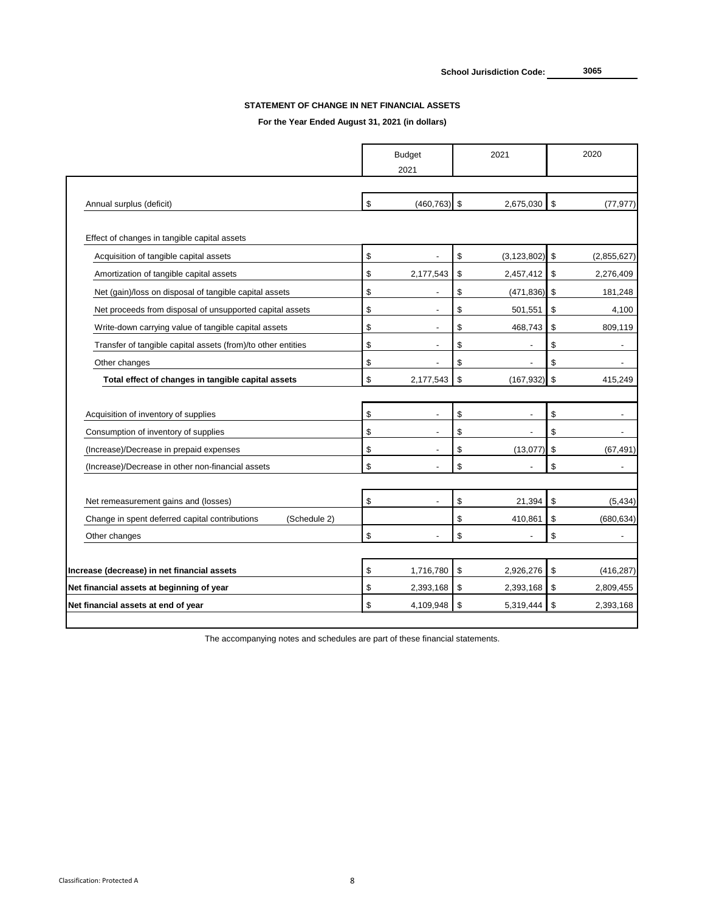School Jurisdiction Code: 3065

## STATEMENT OF CHANGE IN NET FINANCIAL ASSETS

**For the Year Ended August 31, 2021 (in dollars)**

| | Budget 2021 | 2021 | 2020 |
|---|---|---|---|
| Annual surplus (deficit) | $ (460,763) | $ 2,675,030 | $ (77,977) |
| Effect of changes in tangible capital assets | | | |
| Acquisition of tangible capital assets | $ - | $ (3,123,802) | $ (2,855,627) |
| Amortization of tangible capital assets | $ 2,177,543 | $ 2,457,412 | $ 2,276,409 |
| Net (gain)/loss on disposal of tangible capital assets | $ - | $ (471,836) | $ 181,248 |
| Net proceeds from disposal of unsupported capital assets | $ - | $ 501,551 | $ 4,100 |
| Write-down carrying value of tangible capital assets | $ - | $ 468,743 | $ 809,119 |
| Transfer of tangible capital assets (from)/to other entities | $ - | $ - | $ - |
| Other changes | $ - | $ - | $ - |
| **Total effect of changes in tangible capital assets** | $ 2,177,543 | $ (167,932) | $ 415,249 |
| Acquisition of inventory of supplies | $ - | $ - | $ - |
| Consumption of inventory of supplies | $ - | $ - | $ - |
| (Increase)/Decrease in prepaid expenses | $ - | $ (13,077) | $ (67,491) |
| (Increase)/Decrease in other non-financial assets | $ - | $ - | $ - |
| Net remeasurement gains and (losses) | $ - | $ 21,394 | $ (5,434) |
| Change in spent deferred capital contributions (Schedule 2) | | $ 410,861 | $ (680,634) |
| Other changes | $ - | $ - | $ - |
| **Increase (decrease) in net financial assets** | $ 1,716,780 | $ 2,926,276 | $ (416,287) |
| **Net financial assets at beginning of year** | $ 2,393,168 | $ 2,393,168 | $ 2,809,455 |
| **Net financial assets at end of year** | $ 4,109,948 | $ 5,319,444 | $ 2,393,168 |

The accompanying notes and schedules are part of these financial statements.

Classification: Protected A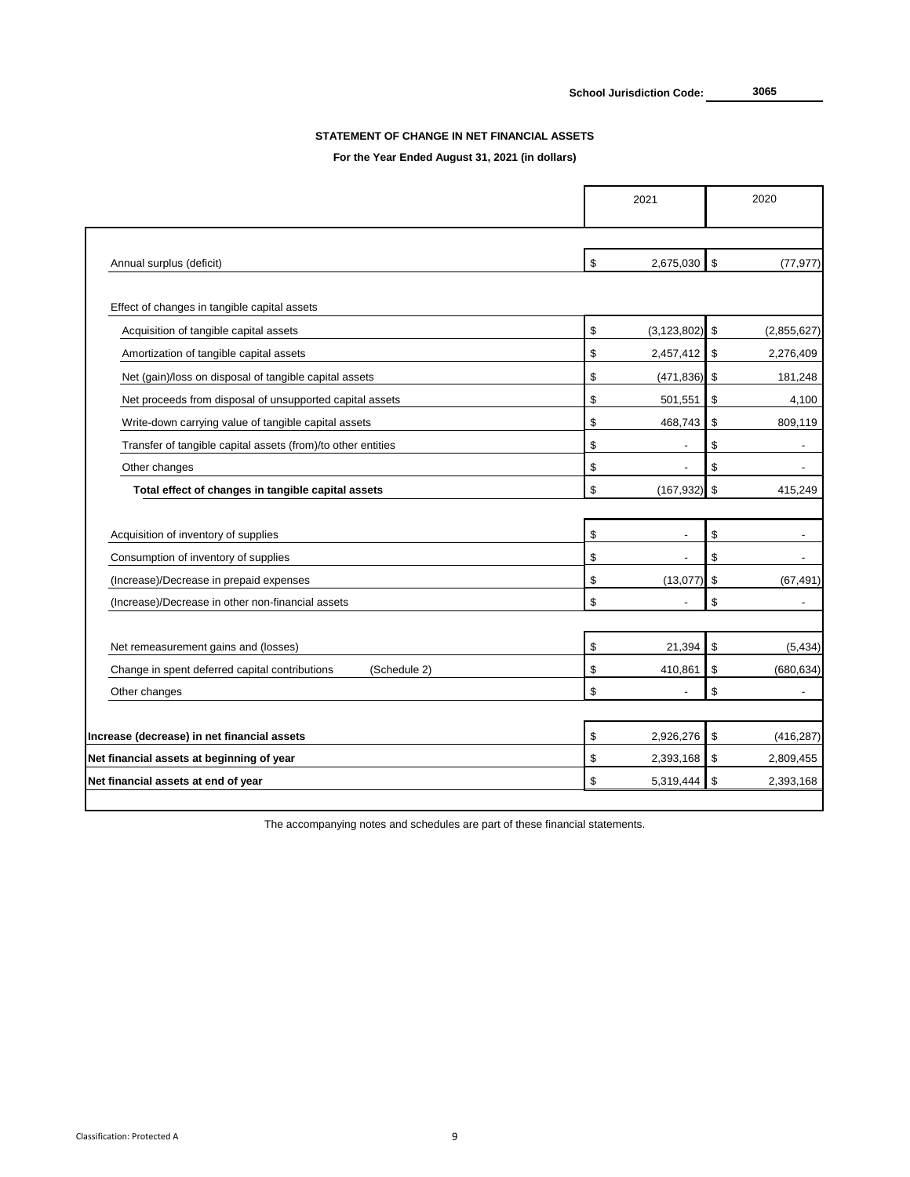School Jurisdiction Code: 3065

## STATEMENT OF CHANGE IN NET FINANCIAL ASSETS

**For the Year Ended August 31, 2021 (in dollars)**

| | 2021 | 2020 |
|---|---|---|
| Annual surplus (deficit) | $ 2,675,030 | $ (77,977) |
| Effect of changes in tangible capital assets | | |
| Acquisition of tangible capital assets | $ (3,123,802) | $ (2,855,627) |
| Amortization of tangible capital assets | $ 2,457,412 | $ 2,276,409 |
| Net (gain)/loss on disposal of tangible capital assets | $ (471,836) | $ 181,248 |
| Net proceeds from disposal of unsupported capital assets | $ 501,551 | $ 4,100 |
| Write-down carrying value of tangible capital assets | $ 468,743 | $ 809,119 |
| Transfer of tangible capital assets (from)/to other entities | $ - | $ - |
| Other changes | $ - | $ - |
| **Total effect of changes in tangible capital assets** | $ (167,932) | $ 415,249 |
| Acquisition of inventory of supplies | $ - | $ - |
| Consumption of inventory of supplies | $ - | $ - |
| (Increase)/Decrease in prepaid expenses | $ (13,077) | $ (67,491) |
| (Increase)/Decrease in other non-financial assets | $ - | $ - |
| Net remeasurement gains and (losses) | $ 21,394 | $ (5,434) |
| Change in spent deferred capital contributions (Schedule 2) | $ 410,861 | $ (680,634) |
| Other changes | $ - | $ - |
| **Increase (decrease) in net financial assets** | $ 2,926,276 | $ (416,287) |
| **Net financial assets at beginning of year** | $ 2,393,168 | $ 2,809,455 |
| **Net financial assets at end of year** | $ 5,319,444 | $ 2,393,168 |

The accompanying notes and schedules are part of these financial statements.

Classification: Protected A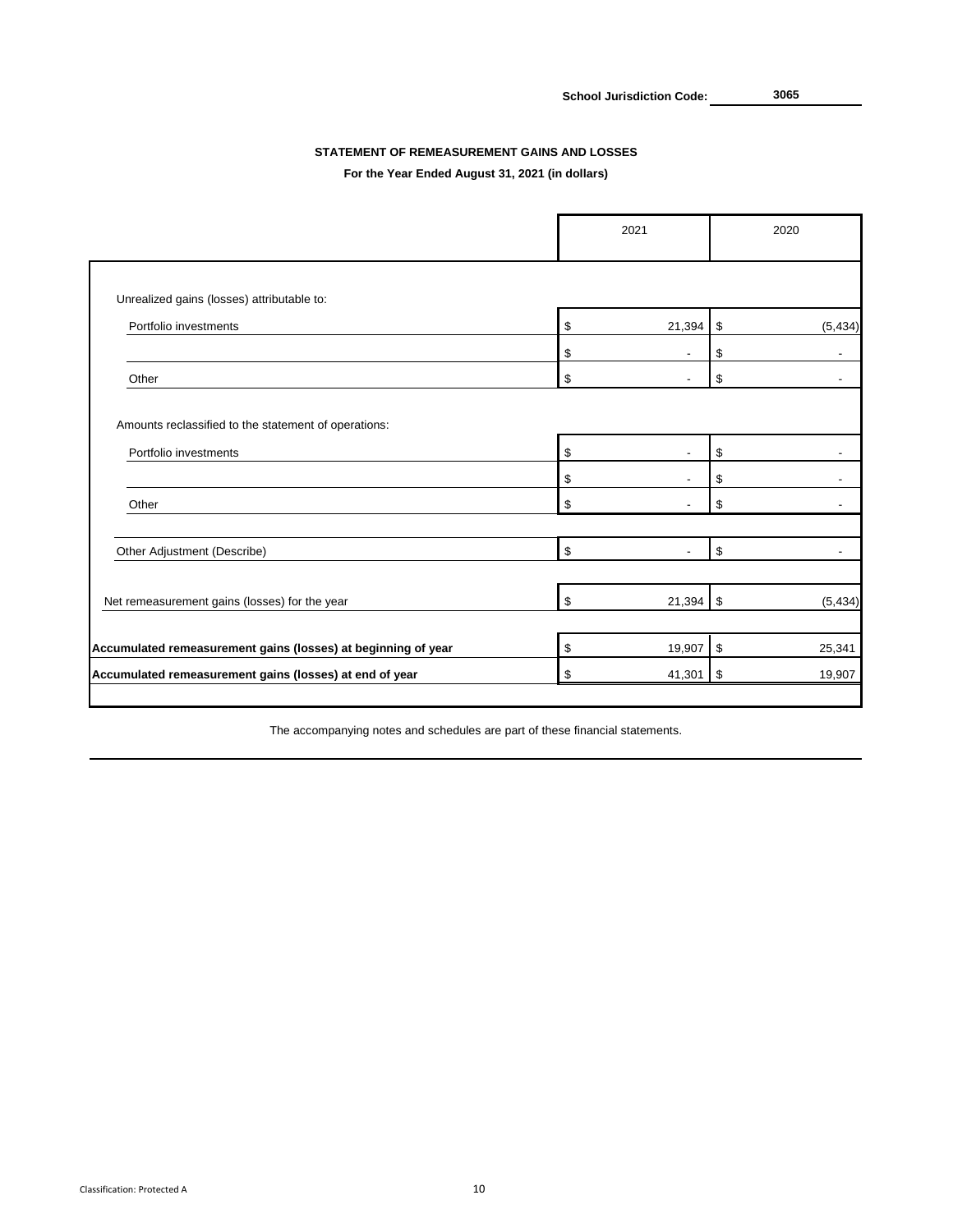School Jurisdiction Code: **3065**

## STATEMENT OF REMEASUREMENT GAINS AND LOSSES

**For the Year Ended August 31, 2021 (in dollars)**

| | 2021 | 2020 |
|---|---|---|
| Unrealized gains (losses) attributable to: | | |
| Portfolio investments | $ 21,394 | $ (5,434) |
| | $ - | $ - |
| Other | $ - | $ - |
| Amounts reclassified to the statement of operations: | | |
| Portfolio investments | $ - | $ - |
| | $ - | $ - |
| Other | $ - | $ - |
| Other Adjustment (Describe) | $ - | $ - |
| Net remeasurement gains (losses) for the year | $ 21,394 | $ (5,434) |
| **Accumulated remeasurement gains (losses) at beginning of year** | $ 19,907 | $ 25,341 |
| **Accumulated remeasurement gains (losses) at end of year** | $ 41,301 | $ 19,907 |

The accompanying notes and schedules are part of these financial statements.

Classification: Protected A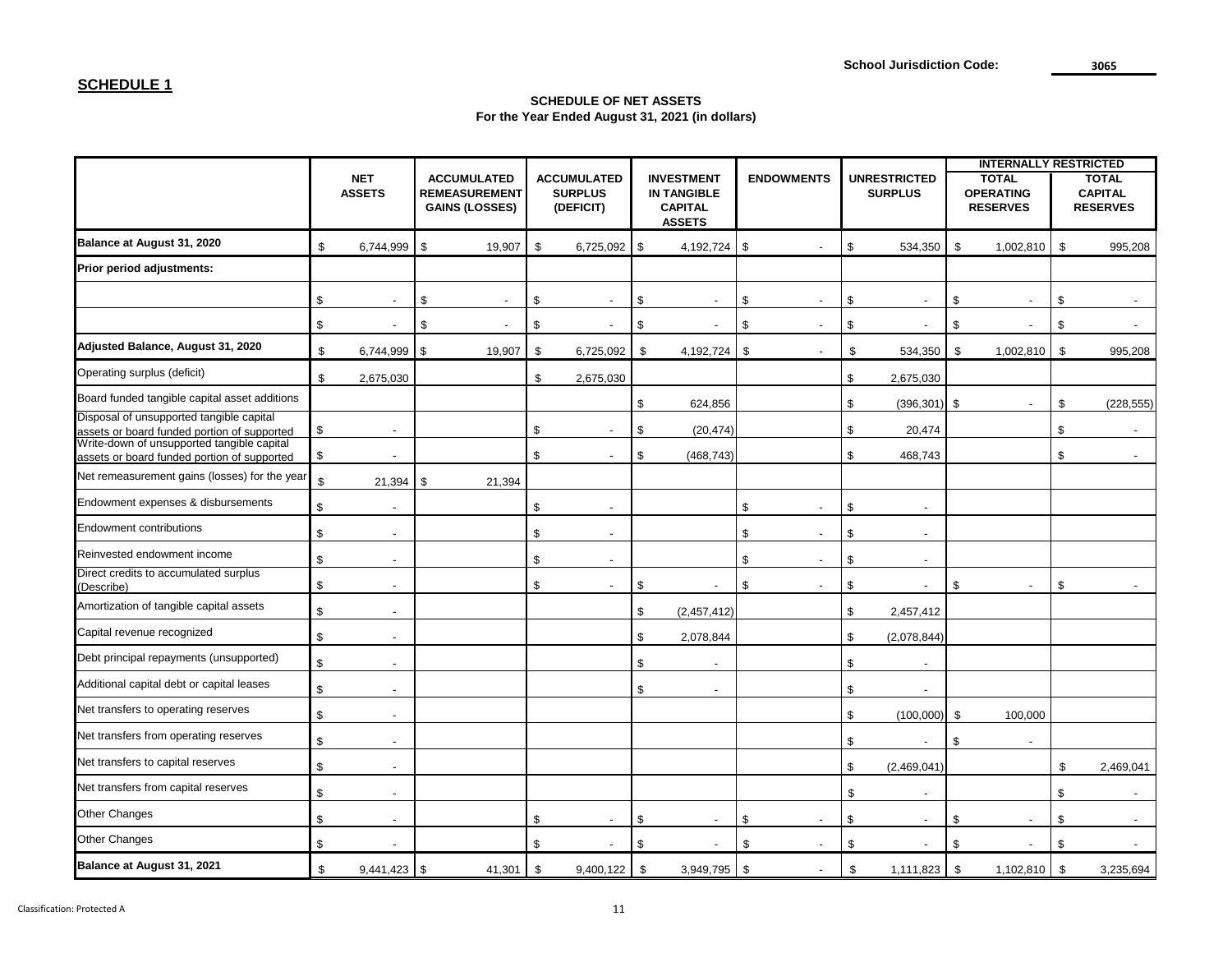School Jurisdiction Code: 3065

## SCHEDULE 1

### SCHEDULE OF NET ASSETS
### For the Year Ended August 31, 2021 (in dollars)

| | NET ASSETS | ACCUMULATED REMEASUREMENT GAINS (LOSSES) | ACCUMULATED SURPLUS (DEFICIT) | INVESTMENT IN TANGIBLE CAPITAL ASSETS | ENDOWMENTS | UNRESTRICTED SURPLUS | INTERNALLY RESTRICTED TOTAL OPERATING RESERVES | INTERNALLY RESTRICTED TOTAL CAPITAL RESERVES |
|---|---|---|---|---|---|---|---|---|
| **Balance at August 31, 2020** | $ 6,744,999 | $ 19,907 | $ 6,725,092 | $ 4,192,724 | $ - | $ 534,350 | $ 1,002,810 | $ 995,208 |
| **Prior period adjustments:** | | | | | | | | |
| | $ - | $ - | $ - | $ - | $ - | $ - | $ - | $ - |
| | $ - | $ - | $ - | $ - | $ - | $ - | $ - | $ - |
| **Adjusted Balance, August 31, 2020** | $ 6,744,999 | $ 19,907 | $ 6,725,092 | $ 4,192,724 | $ - | $ 534,350 | $ 1,002,810 | $ 995,208 |
| Operating surplus (deficit) | $ 2,675,030 | | $ 2,675,030 | | | $ 2,675,030 | | |
| Board funded tangible capital asset additions | | | | $ 624,856 | | $ (396,301) | $ - | $ (228,555) |
| Disposal of unsupported tangible capital assets or board funded portion of supported | $ - | | $ - | $ (20,474) | | $ 20,474 | | $ - |
| Write-down of unsupported tangible capital assets or board funded portion of supported | $ - | | $ - | $ (468,743) | | $ 468,743 | | $ - |
| Net remeasurement gains (losses) for the year | $ 21,394 | $ 21,394 | | | | | | |
| Endowment expenses & disbursements | $ - | | $ - | | $ - | $ - | | |
| Endowment contributions | $ - | | $ - | | $ - | $ - | | |
| Reinvested endowment income | $ - | | $ - | | $ - | $ - | | |
| Direct credits to accumulated surplus (Describe) | $ - | | $ - | $ - | $ - | $ - | $ - | $ - |
| Amortization of tangible capital assets | $ - | | | $ (2,457,412) | | $ 2,457,412 | | |
| Capital revenue recognized | $ - | | | $ 2,078,844 | | $ (2,078,844) | | |
| Debt principal repayments (unsupported) | $ - | | | $ - | | $ - | | |
| Additional capital debt or capital leases | $ - | | | $ - | | $ - | | |
| Net transfers to operating reserves | $ - | | | | | $ (100,000) | $ 100,000 | |
| Net transfers from operating reserves | $ - | | | | | $ - | $ - | |
| Net transfers to capital reserves | $ - | | | | | $ (2,469,041) | | $ 2,469,041 |
| Net transfers from capital reserves | $ - | | | | | $ - | | $ - |
| Other Changes | $ - | | $ - | $ - | $ - | $ - | $ - | $ - |
| Other Changes | $ - | | $ - | $ - | $ - | $ - | $ - | $ - |
| **Balance at August 31, 2021** | $ 9,441,423 | $ 41,301 | $ 9,400,122 | $ 3,949,795 | $ - | $ 1,111,823 | $ 1,102,810 | $ 3,235,694 |

Classification: Protected A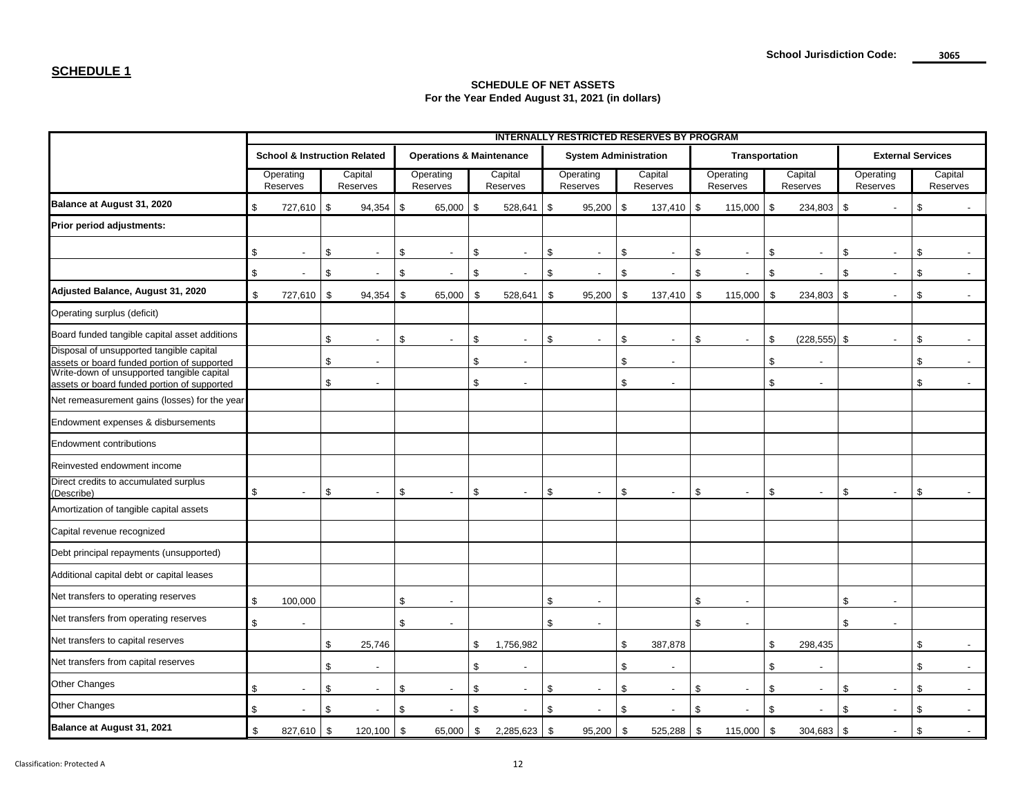School Jurisdiction Code: 3065

**SCHEDULE 1**

**SCHEDULE OF NET ASSETS**
**For the Year Ended August 31, 2021 (in dollars)**

| | INTERNALLY RESTRICTED RESERVES BY PROGRAM | | | | | | | | | |
|---|---|---|---|---|---|---|---|---|---|---|
| | School & Instruction Related | | Operations & Maintenance | | System Administration | | Transportation | | External Services | |
| | Operating Reserves | Capital Reserves | Operating Reserves | Capital Reserves | Operating Reserves | Capital Reserves | Operating Reserves | Capital Reserves | Operating Reserves | Capital Reserves |
| **Balance at August 31, 2020** | $ 727,610 | $ 94,354 | $ 65,000 | $ 528,641 | $ 95,200 | $ 137,410 | $ 115,000 | $ 234,803 | $ - | $ - |
| **Prior period adjustments:** | | | | | | | | | | |
| | $ - | $ - | $ - | $ - | $ - | $ - | $ - | $ - | $ - | $ - |
| | $ - | $ - | $ - | $ - | $ - | $ - | $ - | $ - | $ - | $ - |
| **Adjusted Balance, August 31, 2020** | $ 727,610 | $ 94,354 | $ 65,000 | $ 528,641 | $ 95,200 | $ 137,410 | $ 115,000 | $ 234,803 | $ - | $ - |
| Operating surplus (deficit) | | | | | | | | | | |
| Board funded tangible capital asset additions | | $ - | $ - | $ - | $ - | $ - | $ - | $ (228,555) | $ - | $ - |
| Disposal of unsupported tangible capital assets or board funded portion of supported | | $ - | | $ - | | $ - | | $ - | | $ - |
| Write-down of unsupported tangible capital assets or board funded portion of supported | | $ - | | $ - | | $ - | | $ - | | $ - |
| Net remeasurement gains (losses) for the year | | | | | | | | | | |
| Endowment expenses & disbursements | | | | | | | | | | |
| Endowment contributions | | | | | | | | | | |
| Reinvested endowment income | | | | | | | | | | |
| Direct credits to accumulated surplus (Describe) | $ - | $ - | $ - | $ - | $ - | $ - | $ - | $ - | $ - | $ - |
| Amortization of tangible capital assets | | | | | | | | | | |
| Capital revenue recognized | | | | | | | | | | |
| Debt principal repayments (unsupported) | | | | | | | | | | |
| Additional capital debt or capital leases | | | | | | | | | | |
| Net transfers to operating reserves | $ 100,000 | | $ - | | $ - | | $ - | | $ - | |
| Net transfers from operating reserves | $ - | | $ - | | $ - | | $ - | | $ - | |
| Net transfers to capital reserves | | $ 25,746 | | $ 1,756,982 | | $ 387,878 | | $ 298,435 | | $ - |
| Net transfers from capital reserves | | $ - | | $ - | | $ - | | $ - | | $ - |
| Other Changes | $ - | $ - | $ - | $ - | $ - | $ - | $ - | $ - | $ - | $ - |
| Other Changes | $ - | $ - | $ - | $ - | $ - | $ - | $ - | $ - | $ - | $ - |
| **Balance at August 31, 2021** | $ 827,610 | $ 120,100 | $ 65,000 | $ 2,285,623 | $ 95,200 | $ 525,288 | $ 115,000 | $ 304,683 | $ - | $ - |

Classification: Protected A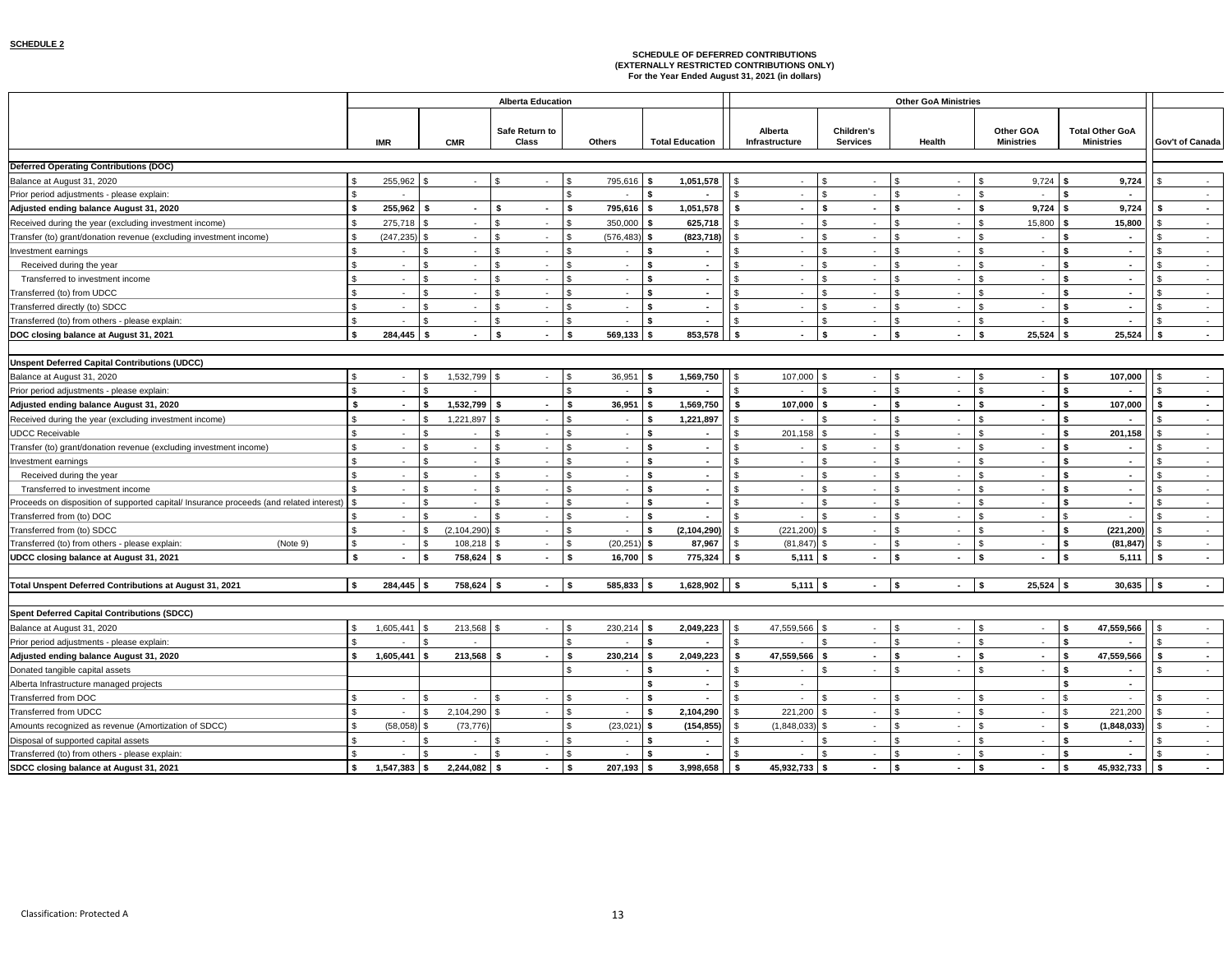**SCHEDULE 2**

**SCHEDULE OF DEFERRED CONTRIBUTIONS**
**(EXTERNALLY RESTRICTED CONTRIBUTIONS ONLY)**
**For the Year Ended August 31, 2021 (in dollars)**

| | Alberta Education | | | | | Other GoA Ministries | | | | | |
|---|---|---|---|---|---|---|---|---|---|---|---|
| | IMR | CMR | Safe Return to Class | Others | Total Education | Alberta Infrastructure | Children's Services | Health | Other GOA Ministries | Total Other GoA Ministries | Gov't of Canada |
| **Deferred Operating Contributions (DOC)** | | | | | | | | | | | |
| Balance at August 31, 2020 | $ 255,962 | $ - | $ - | $ 795,616 | $ 1,051,578 | $ - | $ - | $ - | $ 9,724 | $ 9,724 | $ - |
| Prior period adjustments - please explain: | $ - | | | $ - | $ - | $ - | $ - | $ - | $ - | $ - | $ - |
| **Adjusted ending balance August 31, 2020** | **$ 255,962** | **$ -** | **$ -** | **$ 795,616** | **$ 1,051,578** | **$ -** | **$ -** | **$ -** | **$ 9,724** | **$ 9,724** | **$ -** |
| Received during the year (excluding investment income) | $ 275,718 | $ - | $ - | $ 350,000 | $ 625,718 | $ - | $ - | $ - | $ 15,800 | $ 15,800 | $ - |
| Transfer (to) grant/donation revenue (excluding investment income) | $ (247,235) | $ - | $ - | $ (576,483) | $ (823,718) | $ - | $ - | $ - | $ - | $ - | $ - |
| Investment earnings | $ - | $ - | $ - | $ - | $ - | $ - | $ - | $ - | $ - | $ - | $ - |
| Received during the year | $ - | $ - | $ - | $ - | $ - | $ - | $ - | $ - | $ - | $ - | $ - |
| Transferred to investment income | $ - | $ - | $ - | $ - | $ - | $ - | $ - | $ - | $ - | $ - | $ - |
| Transferred (to) from UDCC | $ - | $ - | $ - | $ - | $ - | $ - | $ - | $ - | $ - | $ - | $ - |
| Transferred directly (to) SDCC | $ - | $ - | $ - | $ - | $ - | $ - | $ - | $ - | $ - | $ - | $ - |
| Transferred (to) from others - please explain: | $ - | $ - | $ - | $ - | $ - | $ - | $ - | $ - | $ - | $ - | $ - |
| **DOC closing balance at August 31, 2021** | **$ 284,445** | **$ -** | **$ -** | **$ 569,133** | **$ 853,578** | **$ -** | **$ -** | **$ -** | **$ 25,524** | **$ 25,524** | **$ -** |
| **Unspent Deferred Capital Contributions (UDCC)** | | | | | | | | | | | |
| Balance at August 31, 2020 | $ - | $ 1,532,799 | $ - | $ 36,951 | $ 1,569,750 | $ 107,000 | $ - | $ - | $ - | $ 107,000 | $ - |
| Prior period adjustments - please explain: | $ - | $ - | | $ - | $ - | $ - | $ - | $ - | $ - | $ - | $ - |
| **Adjusted ending balance August 31, 2020** | **$ -** | **$ 1,532,799** | **$ -** | **$ 36,951** | **$ 1,569,750** | **$ 107,000** | **$ -** | **$ -** | **$ -** | **$ 107,000** | **$ -** |
| Received during the year (excluding investment income) | $ - | $ 1,221,897 | $ - | $ - | $ 1,221,897 | $ - | $ - | $ - | $ - | $ - | $ - |
| UDCC Receivable | $ - | $ - | $ - | $ - | $ - | $ 201,158 | $ - | $ - | $ - | $ 201,158 | $ - |
| Transfer (to) grant/donation revenue (excluding investment income) | $ - | $ - | $ - | $ - | $ - | $ - | $ - | $ - | $ - | $ - | $ - |
| Investment earnings | $ - | $ - | $ - | $ - | $ - | $ - | $ - | $ - | $ - | $ - | $ - |
| Received during the year | $ - | $ - | $ - | $ - | $ - | $ - | $ - | $ - | $ - | $ - | $ - |
| Transferred to investment income | $ - | $ - | $ - | $ - | $ - | $ - | $ - | $ - | $ - | $ - | $ - |
| Proceeds on disposition of supported capital/ Insurance proceeds (and related interest) | $ - | $ - | $ - | $ - | $ - | $ - | $ - | $ - | $ - | $ - | $ - |
| Transferred from (to) DOC | $ - | $ - | $ - | $ - | $ - | $ - | $ - | $ - | $ - | $ - | $ - |
| Transferred from (to) SDCC | $ - | $ (2,104,290) | $ - | $ - | $ (2,104,290) | $ (221,200) | $ - | $ - | $ - | $ (221,200) | $ - |
| Transferred (to) from others - please explain: (Note 9) | $ - | $ 108,218 | $ - | $ (20,251) | $ 87,967 | $ (81,847) | $ - | $ - | $ - | $ (81,847) | $ - |
| **UDCC closing balance at August 31, 2021** | **$ -** | **$ 758,624** | **$ -** | **$ 16,700** | **$ 775,324** | **$ 5,111** | **$ -** | **$ -** | **$ -** | **$ 5,111** | **$ -** |
| **Total Unspent Deferred Contributions at August 31, 2021** | **$ 284,445** | **$ 758,624** | **$ -** | **$ 585,833** | **$ 1,628,902** | **$ 5,111** | **$ -** | **$ -** | **$ 25,524** | **$ 30,635** | **$ -** |
| **Spent Deferred Capital Contributions (SDCC)** | | | | | | | | | | | |
| Balance at August 31, 2020 | $ 1,605,441 | $ 213,568 | $ - | $ 230,214 | $ 2,049,223 | $ 47,559,566 | $ - | $ - | $ - | $ 47,559,566 | $ - |
| Prior period adjustments - please explain: | $ - | $ - | | $ - | $ - | $ - | $ - | $ - | $ - | $ - | $ - |
| **Adjusted ending balance August 31, 2020** | **$ 1,605,441** | **$ 213,568** | **$ -** | **$ 230,214** | **$ 2,049,223** | **$ 47,559,566** | **$ -** | **$ -** | **$ -** | **$ 47,559,566** | **$ -** |
| Donated tangible capital assets | | | | $ - | $ - | $ - | $ - | $ - | $ - | $ - | $ - |
| Alberta Infrastructure managed projects | | | | | $ - | $ - | | | | $ - | |
| Transferred from DOC | $ - | $ - | $ - | $ - | $ - | $ - | $ - | $ - | $ - | $ - | $ - |
| Transferred from UDCC | $ - | $ 2,104,290 | $ - | $ - | $ 2,104,290 | $ 221,200 | $ - | $ - | $ - | $ 221,200 | $ - |
| Amounts recognized as revenue (Amortization of SDCC) | $ (58,058) | $ (73,776) | | $ (23,021) | $ (154,855) | $ (1,848,033) | $ - | $ - | $ - | $ (1,848,033) | $ - |
| Disposal of supported capital assets | $ - | $ - | $ - | $ - | $ - | $ - | $ - | $ - | $ - | $ - | $ - |
| Transferred (to) from others - please explain: | $ - | $ - | $ - | $ - | $ - | $ - | $ - | $ - | $ - | $ - | $ - |
| **SDCC closing balance at August 31, 2021** | **$ 1,547,383** | **$ 2,244,082** | **$ -** | **$ 207,193** | **$ 3,998,658** | **$ 45,932,733** | **$ -** | **$ -** | **$ -** | **$ 45,932,733** | **$ -** |

Classification: Protected A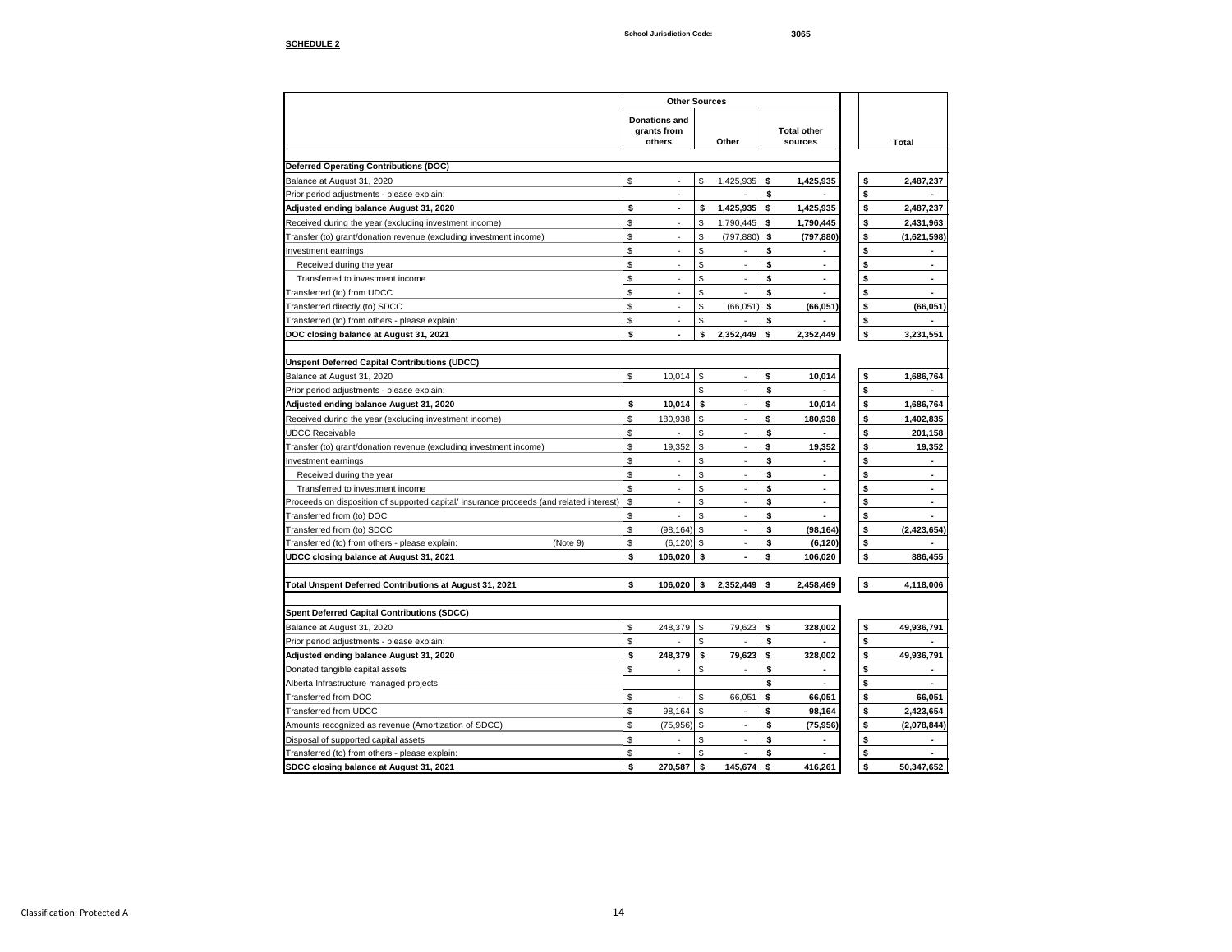**SCHEDULE 2**

School Jurisdiction Code: 3065

| | Other Sources | | | |
|---|---|---|---|---|
| | Donations and grants from others | Other | Total other sources | Total |
| **Deferred Operating Contributions (DOC)** | | | | |
| Balance at August 31, 2020 | $ - | $ 1,425,935 | $ 1,425,935 | $ 2,487,237 |
| Prior period adjustments - please explain: | - | - | $ - | $ - |
| **Adjusted ending balance August 31, 2020** | **$ -** | **$ 1,425,935** | **$ 1,425,935** | **$ 2,487,237** |
| Received during the year (excluding investment income) | $ - | $ 1,790,445 | $ 1,790,445 | $ 2,431,963 |
| Transfer (to) grant/donation revenue (excluding investment income) | $ - | $ (797,880) | $ (797,880) | $ (1,621,598) |
| Investment earnings | $ - | $ - | $ - | $ - |
| Received during the year | $ - | $ - | $ - | $ - |
| Transferred to investment income | $ - | $ - | $ - | $ - |
| Transferred (to) from UDCC | $ - | $ - | $ - | $ - |
| Transferred directly (to) SDCC | $ - | $ (66,051) | $ (66,051) | $ (66,051) |
| Transferred (to) from others - please explain: | $ - | $ - | $ - | $ - |
| **DOC closing balance at August 31, 2021** | **$ -** | **$ 2,352,449** | **$ 2,352,449** | **$ 3,231,551** |
| **Unspent Deferred Capital Contributions (UDCC)** | | | | |
| Balance at August 31, 2020 | $ 10,014 | $ - | $ 10,014 | $ 1,686,764 |
| Prior period adjustments - please explain: | | $ - | $ - | $ - |
| **Adjusted ending balance August 31, 2020** | **$ 10,014** | **$ -** | **$ 10,014** | **$ 1,686,764** |
| Received during the year (excluding investment income) | $ 180,938 | $ - | $ 180,938 | $ 1,402,835 |
| UDCC Receivable | $ - | $ - | $ - | $ 201,158 |
| Transfer (to) grant/donation revenue (excluding investment income) | $ 19,352 | $ - | $ 19,352 | $ 19,352 |
| Investment earnings | $ - | $ - | $ - | $ - |
| Received during the year | $ - | $ - | $ - | $ - |
| Transferred to investment income | $ - | $ - | $ - | $ - |
| Proceeds on disposition of supported capital/ Insurance proceeds (and related interest) | $ - | $ - | $ - | $ - |
| Transferred from (to) DOC | $ - | $ - | $ - | $ - |
| Transferred from (to) SDCC | $ (98,164) | $ - | $ (98,164) | $ (2,423,654) |
| Transferred (to) from others - please explain: (Note 9) | $ (6,120) | $ - | $ (6,120) | $ - |
| **UDCC closing balance at August 31, 2021** | **$ 106,020** | **$ -** | **$ 106,020** | **$ 886,455** |
| **Total Unspent Deferred Contributions at August 31, 2021** | **$ 106,020** | **$ 2,352,449** | **$ 2,458,469** | **$ 4,118,006** |
| **Spent Deferred Capital Contributions (SDCC)** | | | | |
| Balance at August 31, 2020 | $ 248,379 | $ 79,623 | $ 328,002 | $ 49,936,791 |
| Prior period adjustments - please explain: | $ - | $ - | $ - | $ - |
| **Adjusted ending balance August 31, 2020** | **$ 248,379** | **$ 79,623** | **$ 328,002** | **$ 49,936,791** |
| Donated tangible capital assets | $ - | $ - | $ - | $ - |
| Alberta Infrastructure managed projects | | | $ - | $ - |
| Transferred from DOC | $ - | $ 66,051 | $ 66,051 | $ 66,051 |
| Transferred from UDCC | $ 98,164 | $ - | $ 98,164 | $ 2,423,654 |
| Amounts recognized as revenue (Amortization of SDCC) | $ (75,956) | $ - | $ (75,956) | $ (2,078,844) |
| Disposal of supported capital assets | $ - | $ - | $ - | $ - |
| Transferred (to) from others - please explain: | $ - | $ - | $ - | $ - |
| **SDCC closing balance at August 31, 2021** | **$ 270,587** | **$ 145,674** | **$ 416,261** | **$ 50,347,652** |

Classification: Protected A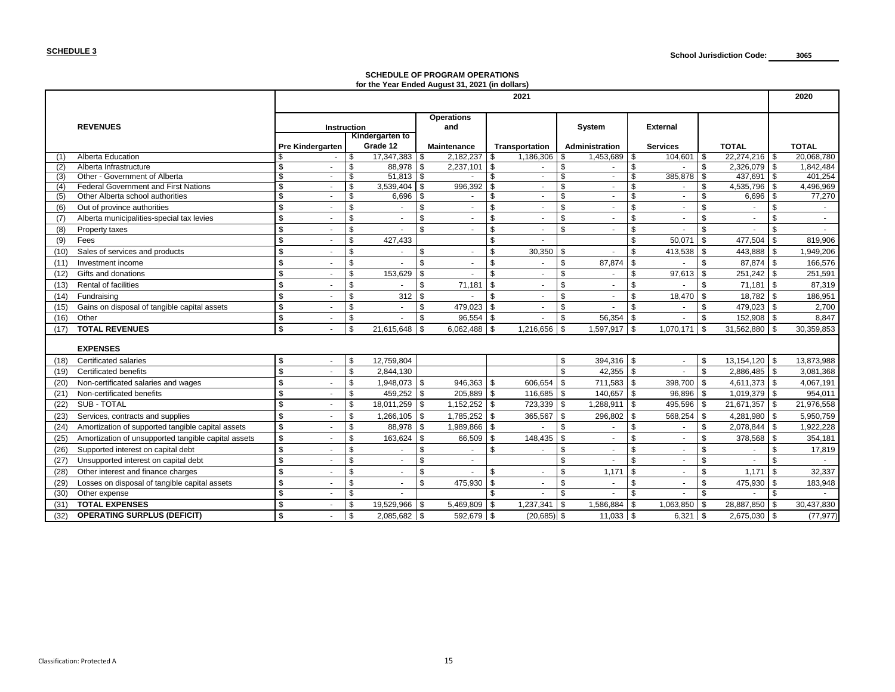**SCHEDULE 3**

**School Jurisdiction Code: 3065**

**SCHEDULE OF PROGRAM OPERATIONS**
**for the Year Ended August 31, 2021 (in dollars)**

| | | 2021 | | | | | | | 2020 |
|---|---|---|---|---|---|---|---|---|---|
| | **REVENUES** | Instruction | | Operations and | Transportation | System | External | | |
| | | Pre Kindergarten | Kindergarten to Grade 12 | Maintenance | | Administration | Services | TOTAL | TOTAL |
| (1) | Alberta Education | $ - | $ 17,347,383 | $ 2,182,237 | $ 1,186,306 | $ 1,453,689 | $ 104,601 | $ 22,274,216 | $ 20,068,780 |
| (2) | Alberta Infrastructure | $ - | $ 88,978 | $ 2,237,101 | $ - | $ - | $ - | $ 2,326,079 | $ 1,842,484 |
| (3) | Other - Government of Alberta | $ - | $ 51,813 | $ - | $ - | $ - | $ 385,878 | $ 437,691 | $ 401,254 |
| (4) | Federal Government and First Nations | $ - | $ 3,539,404 | $ 996,392 | $ - | $ - | $ - | $ 4,535,796 | $ 4,496,969 |
| (5) | Other Alberta school authorities | $ - | $ 6,696 | $ - | $ - | $ - | $ - | $ 6,696 | $ 77,270 |
| (6) | Out of province authorities | $ - | $ - | $ - | $ - | $ - | $ - | $ - | $ - |
| (7) | Alberta municipalities-special tax levies | $ - | $ - | $ - | $ - | $ - | $ - | $ - | $ - |
| (8) | Property taxes | $ - | $ - | $ - | $ - | $ - | $ - | $ - | $ - |
| (9) | Fees | $ - | $ 427,433 | | $ - | | $ 50,071 | $ 477,504 | $ 819,906 |
| (10) | Sales of services and products | $ - | $ - | $ - | $ 30,350 | $ - | $ 413,538 | $ 443,888 | $ 1,949,206 |
| (11) | Investment income | $ - | $ - | $ - | $ - | $ 87,874 | $ - | $ 87,874 | $ 166,576 |
| (12) | Gifts and donations | $ - | $ 153,629 | $ - | $ - | $ - | $ 97,613 | $ 251,242 | $ 251,591 |
| (13) | Rental of facilities | $ - | $ - | $ 71,181 | $ - | $ - | $ - | $ 71,181 | $ 87,319 |
| (14) | Fundraising | $ - | $ 312 | $ - | $ - | $ - | $ 18,470 | $ 18,782 | $ 186,951 |
| (15) | Gains on disposal of tangible capital assets | $ - | $ - | $ 479,023 | $ - | $ - | $ - | $ 479,023 | $ 2,700 |
| (16) | Other | $ - | $ - | $ 96,554 | $ - | $ 56,354 | $ - | $ 152,908 | $ 8,847 |
| (17) | **TOTAL REVENUES** | $ - | $ 21,615,648 | $ 6,062,488 | $ 1,216,656 | $ 1,597,917 | $ 1,070,171 | $ 31,562,880 | $ 30,359,853 |
| | **EXPENSES** | | | | | | | | |
| (18) | Certificated salaries | $ - | $ 12,759,804 | | | $ 394,316 | $ - | $ 13,154,120 | $ 13,873,988 |
| (19) | Certificated benefits | $ - | $ 2,844,130 | | | $ 42,355 | $ - | $ 2,886,485 | $ 3,081,368 |
| (20) | Non-certificated salaries and wages | $ - | $ 1,948,073 | $ 946,363 | $ 606,654 | $ 711,583 | $ 398,700 | $ 4,611,373 | $ 4,067,191 |
| (21) | Non-certificated benefits | $ - | $ 459,252 | $ 205,889 | $ 116,685 | $ 140,657 | $ 96,896 | $ 1,019,379 | $ 954,011 |
| (22) | SUB - TOTAL | $ - | $ 18,011,259 | $ 1,152,252 | $ 723,339 | $ 1,288,911 | $ 495,596 | $ 21,671,357 | $ 21,976,558 |
| (23) | Services, contracts and supplies | $ - | $ 1,266,105 | $ 1,785,252 | $ 365,567 | $ 296,802 | $ 568,254 | $ 4,281,980 | $ 5,950,759 |
| (24) | Amortization of supported tangible capital assets | $ - | $ 88,978 | $ 1,989,866 | $ - | $ - | $ - | $ 2,078,844 | $ 1,922,228 |
| (25) | Amortization of unsupported tangible capital assets | $ - | $ 163,624 | $ 66,509 | $ 148,435 | $ - | $ - | $ 378,568 | $ 354,181 |
| (26) | Supported interest on capital debt | $ - | $ - | $ - | $ - | $ - | $ - | $ - | $ 17,819 |
| (27) | Unsupported interest on capital debt | $ - | $ - | $ - | | $ - | $ - | $ - | $ - |
| (28) | Other interest and finance charges | $ - | $ - | $ - | $ - | $ 1,171 | $ - | $ 1,171 | $ 32,337 |
| (29) | Losses on disposal of tangible capital assets | $ - | $ - | $ 475,930 | $ - | $ - | $ - | $ 475,930 | $ 183,948 |
| (30) | Other expense | $ - | $ - | | $ - | $ - | $ - | $ - | $ - |
| (31) | **TOTAL EXPENSES** | $ - | $ 19,529,966 | $ 5,469,809 | $ 1,237,341 | $ 1,586,884 | $ 1,063,850 | $ 28,887,850 | $ 30,437,830 |
| (32) | **OPERATING SURPLUS (DEFICIT)** | $ - | $ 2,085,682 | $ 592,679 | $ (20,685) | $ 11,033 | $ 6,321 | $ 2,675,030 | $ (77,977) |

Classification: Protected A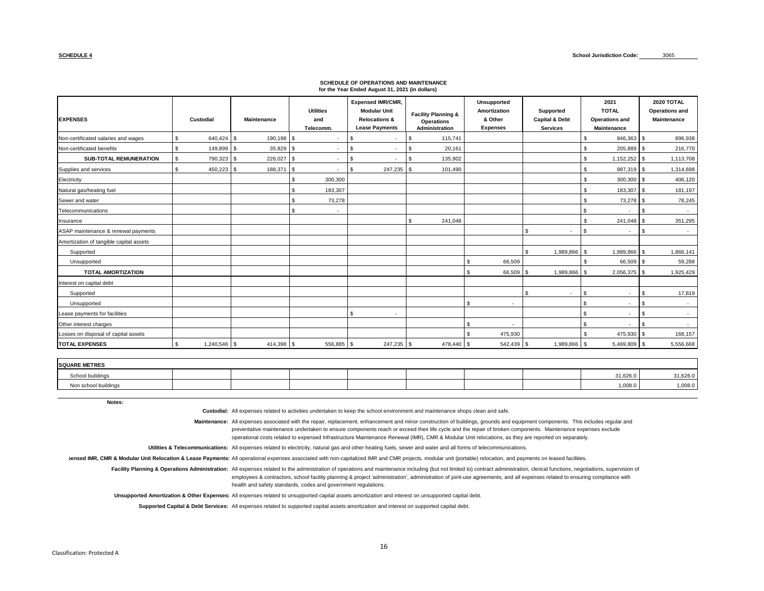**SCHEDULE 4**

**School Jurisdiction Code:** 3065

**SCHEDULE OF OPERATIONS AND MAINTENANCE**
**for the Year Ended August 31, 2021 (in dollars)**

| EXPENSES | Custodial | Maintenance | Utilities and Telecomm. | Expensed IMR/CMR, Modular Unit Relocations & Lease Payments | Facility Planning & Operations Administration | Unsupported Amortization & Other Expenses | Supported Capital & Debt Services | 2021 TOTAL Operations and Maintenance | 2020 TOTAL Operations and Maintenance |
|---|---|---|---|---|---|---|---|---|---|
| Non-certificated salaries and wages | $ 640,424 | $ 190,198 | $ - | $ - | $ 115,741 | | | $ 946,363 | $ 896,938 |
| Non-certificated benefits | $ 149,899 | $ 35,829 | $ - | $ - | $ 20,161 | | | $ 205,889 | $ 216,770 |
| **SUB-TOTAL REMUNERATION** | $ 790,323 | $ 226,027 | $ - | $ - | $ 135,902 | | | $ 1,152,252 | $ 1,113,708 |
| Supplies and services | $ 450,223 | $ 188,371 | $ - | $ 247,235 | $ 101,490 | | | $ 987,319 | $ 1,314,698 |
| Electricity | | | $ 300,300 | | | | | $ 300,300 | $ 406,120 |
| Natural gas/heating fuel | | | $ 183,307 | | | | | $ 183,307 | $ 181,197 |
| Sewer and water | | | $ 73,278 | | | | | $ 73,278 | $ 78,245 |
| Telecommunications | | | $ - | | | | | $ - | $ - |
| Insurance | | | | | $ 241,048 | | | $ 241,048 | $ 351,295 |
| ASAP maintenance & renewal payments | | | | | | | $ - | $ - | $ - |
| Amortization of tangible capital assets | | | | | | | | | |
| Supported | | | | | | | $ 1,989,866 | $ 1,989,866 | $ 1,866,141 |
| Unsupported | | | | | | $ 66,509 | | $ 66,509 | $ 59,288 |
| **TOTAL AMORTIZATION** | | | | | | $ 66,509 | $ 1,989,866 | $ 2,056,375 | $ 1,925,429 |
| Interest on capital debt | | | | | | | | | |
| Supported | | | | | | | $ - | $ - | $ 17,819 |
| Unsupported | | | | | | $ - | | $ - | $ - |
| Lease payments for facilities | | | | $ - | | | | $ - | $ - |
| Other interest charges | | | | | | $ - | | $ - | $ - |
| Losses on disposal of capital assets | | | | | | $ 475,930 | | $ 475,930 | $ 168,157 |
| **TOTAL EXPENSES** | $ 1,240,546 | $ 414,398 | $ 556,885 | $ 247,235 | $ 478,440 | $ 542,439 | $ 1,989,866 | $ 5,469,809 | $ 5,556,668 |

| SQUARE METRES | | | | | | | | | |
|---|---|---|---|---|---|---|---|---|---|
| School buildings | | | | | | | | 31,626.0 | 31,626.0 |
| Non school buildings | | | | | | | | 1,008.0 | 1,008.0 |

**Notes:**

**Custodial:** All expenses related to activities undertaken to keep the school environment and maintenance shops clean and safe.

**Maintenance:** All expenses associated with the repair, replacement, enhancement and minor construction of buildings, grounds and equipment components. This includes regular and preventative maintenance undertaken to ensure components reach or exceed their life cycle and the repair of broken components. Maintenance expenses exclude operational costs related to expensed Infrastructure Maintenance Renewal (IMR), CMR & Modular Unit relocations, as they are reported on separately.

**Utilities & Telecommunications:** All expenses related to electricity, natural gas and other heating fuels, sewer and water and all forms of telecommunications.

**Expensed IMR, CMR & Modular Unit Relocation & Lease Payments:** All operational expenses associated with non-capitalized IMR and CMR projects, modular unit (portable) relocation, and payments on leased facilities.

**Facility Planning & Operations Administration:** All expenses related to the administration of operations and maintenance including (but not limited to) contract administration, clerical functions, negotiations, supervision of employees & contractors, school facility planning & project 'administration', administration of joint-use agreements, and all expenses related to ensuring compliance with health and safety standards, codes and government regulations.

**Unsupported Amortization & Other Expenses:** All expenses related to unsupported capital assets amortization and interest on unsupported capital debt.

**Supported Capital & Debt Services:** All expenses related to supported capital assets amortization and interest on supported capital debt.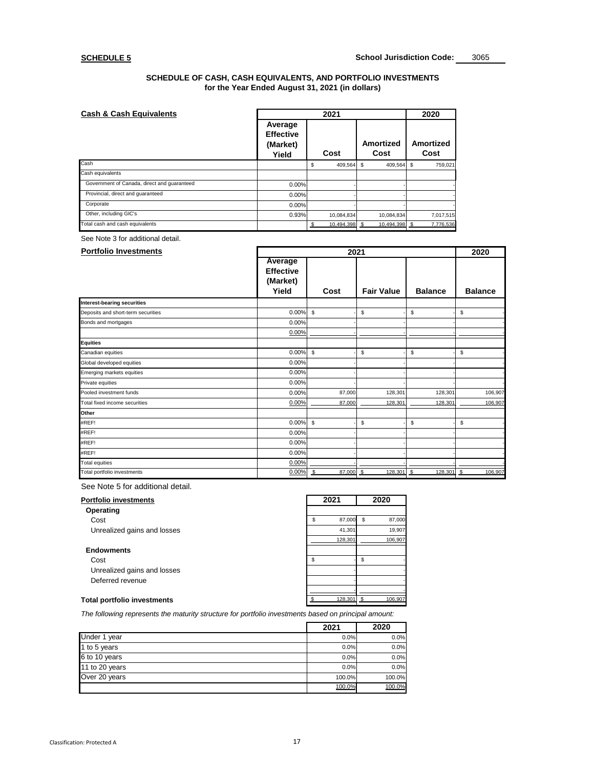**SCHEDULE 5**

**School Jurisdiction Code:** 3065

### SCHEDULE OF CASH, CASH EQUIVALENTS, AND PORTFOLIO INVESTMENTS
### for the Year Ended August 31, 2021 (in dollars)

| Cash & Cash Equivalents | 2021 | | | 2020 |
|---|---|---|---|---|
| | Average Effective (Market) Yield | Cost | Amortized Cost | Amortized Cost |
| Cash | | $ 409,564 | $ 409,564 | $ 759,021 |
| Cash equivalents | | | | |
| Government of Canada, direct and guaranteed | 0.00% | - | - | - |
| Provincial, direct and guaranteed | 0.00% | - | - | - |
| Corporate | 0.00% | - | - | - |
| Other, including GIC's | 0.93% | 10,084,834 | 10,084,834 | 7,017,515 |
| Total cash and cash equivalents | | $ 10,494,398 | $ 10,494,398 | $ 7,776,536 |

See Note 3 for additional detail.

| Portfolio Investments | 2021 | | | | 2020 |
|---|---|---|---|---|---|
| | Average Effective (Market) Yield | Cost | Fair Value | Balance | Balance |
| **Interest-bearing securities** | | | | | |
| Deposits and short-term securities | 0.00% | $ - | $ - | $ - | $ - |
| Bonds and mortgages | 0.00% | - | - | - | - |
| | 0.00% | - | - | - | - |
| **Equities** | | | | | |
| Canadian equities | 0.00% | $ - | $ - | $ - | $ - |
| Global developed equities | 0.00% | - | - | - | - |
| Emerging markets equities | 0.00% | - | - | - | - |
| Private equities | 0.00% | - | - | - | - |
| Pooled investment funds | 0.00% | 87,000 | 128,301 | 128,301 | 106,907 |
| Total fixed income securities | 0.00% | 87,000 | 128,301 | 128,301 | 106,907 |
| **Other** | | | | | |
| #REF! | 0.00% | $ - | $ - | $ - | $ - |
| #REF! | 0.00% | - | - | - | - |
| #REF! | 0.00% | - | - | - | - |
| #REF! | 0.00% | - | - | - | - |
| Total equities | 0.00% | - | - | - | - |
| Total portfolio investments | 0.00% | $ 87,000 | $ 128,301 | $ 128,301 | $ 106,907 |

See Note 5 for additional detail.

| Portfolio investments | 2021 | 2020 |
|---|---|---|
| **Operating** | | |
| Cost | $ 87,000 | $ 87,000 |
| Unrealized gains and losses | 41,301 | 19,907 |
| | 128,301 | 106,907 |
| **Endowments** | | |
| Cost | $ - | $ - |
| Unrealized gains and losses | - | - |
| Deferred revenue | - | - |
| | - | - |
| **Total portfolio investments** | $ 128,301 | $ 106,907 |

*The following represents the maturity structure for portfolio investments based on principal amount:*

| | 2021 | 2020 |
|---|---|---|
| Under 1 year | 0.0% | 0.0% |
| 1 to 5 years | 0.0% | 0.0% |
| 6 to 10 years | 0.0% | 0.0% |
| 11 to 20 years | 0.0% | 0.0% |
| Over 20 years | 100.0% | 100.0% |
| | 100.0% | 100.0% |

Classification: Protected A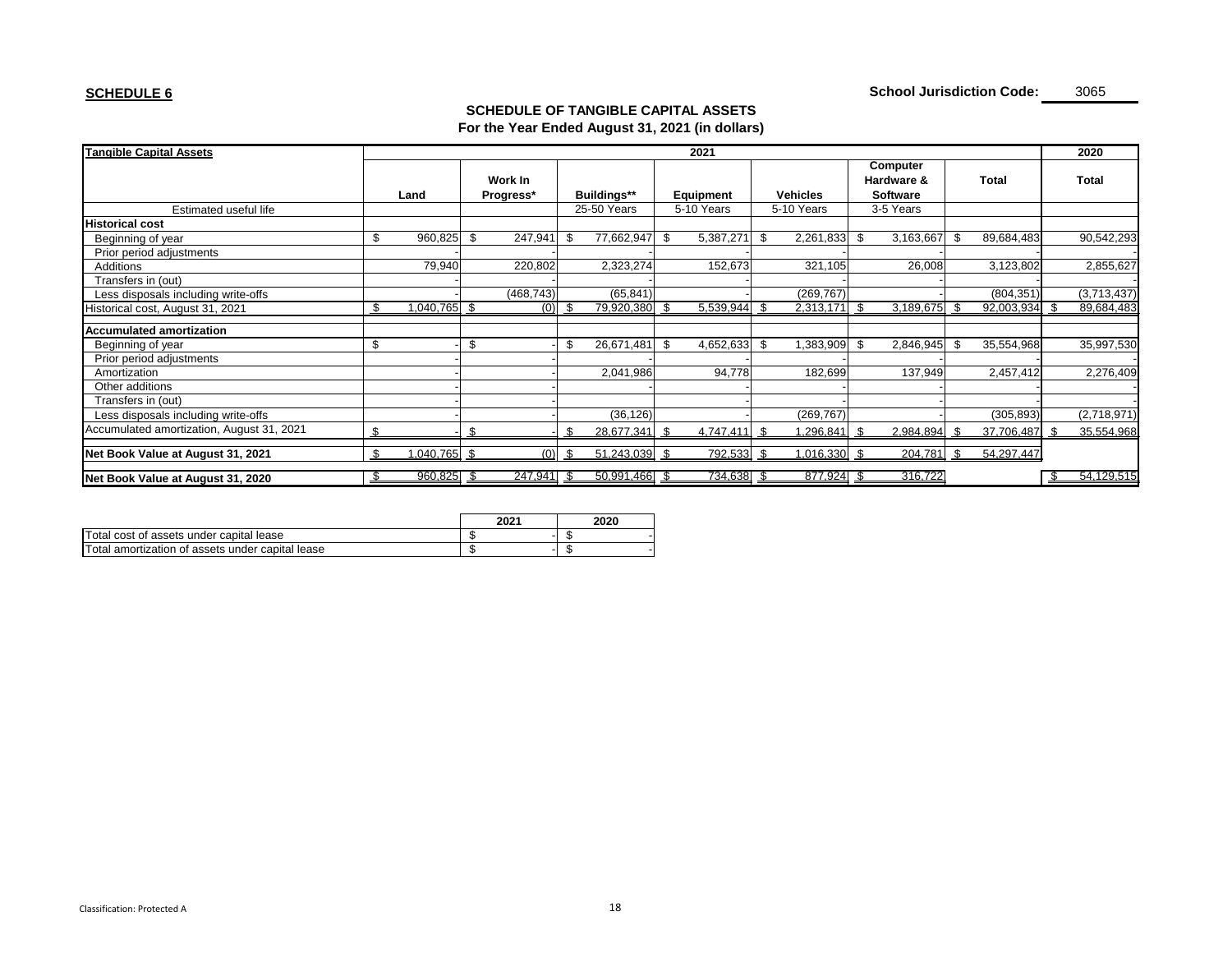**SCHEDULE 6**

**School Jurisdiction Code:** 3065

## SCHEDULE OF TANGIBLE CAPITAL ASSETS
### For the Year Ended August 31, 2021 (in dollars)

| Tangible Capital Assets | 2021 | | | | | | | 2020 |
|---|---|---|---|---|---|---|---|---|
| | Land | Work In Progress* | Buildings** | Equipment | Vehicles | Computer Hardware & Software | Total | Total |
| Estimated useful life | | | 25-50 Years | 5-10 Years | 5-10 Years | 3-5 Years | | |
| **Historical cost** | | | | | | | | |
| Beginning of year | $ 960,825 | $ 247,941 | $ 77,662,947 | $ 5,387,271 | $ 2,261,833 | $ 3,163,667 | $ 89,684,483 | 90,542,293 |
| Prior period adjustments | - | - | - | - | - | - | - | - |
| Additions | 79,940 | 220,802 | 2,323,274 | 152,673 | 321,105 | 26,008 | 3,123,802 | 2,855,627 |
| Transfers in (out) | - | - | - | - | - | - | - | - |
| Less disposals including write-offs | - | (468,743) | (65,841) | - | (269,767) | - | (804,351) | (3,713,437) |
| Historical cost, August 31, 2021 | $ 1,040,765 | $ (0) | $ 79,920,380 | $ 5,539,944 | $ 2,313,171 | $ 3,189,675 | $ 92,003,934 | $ 89,684,483 |
| **Accumulated amortization** | | | | | | | | |
| Beginning of year | $ - | $ - | $ 26,671,481 | $ 4,652,633 | $ 1,383,909 | $ 2,846,945 | $ 35,554,968 | 35,997,530 |
| Prior period adjustments | - | - | - | - | - | - | - | - |
| Amortization | - | - | 2,041,986 | 94,778 | 182,699 | 137,949 | 2,457,412 | 2,276,409 |
| Other additions | - | - | - | - | - | - | - | - |
| Transfers in (out) | - | - | - | - | - | - | - | - |
| Less disposals including write-offs | - | - | (36,126) | - | (269,767) | - | (305,893) | (2,718,971) |
| Accumulated amortization, August 31, 2021 | $ - | $ - | $ 28,677,341 | $ 4,747,411 | $ 1,296,841 | $ 2,984,894 | $ 37,706,487 | $ 35,554,968 |
| **Net Book Value at August 31, 2021** | $ 1,040,765 | $ (0) | $ 51,243,039 | $ 792,533 | $ 1,016,330 | $ 204,781 | $ 54,297,447 | |
| **Net Book Value at August 31, 2020** | $ 960,825 | $ 247,941 | $ 50,991,466 | $ 734,638 | $ 877,924 | $ 316,722 | | $ 54,129,515 |

| | 2021 | 2020 |
|---|---|---|
| Total cost of assets under capital lease | $ - | $ - |
| Total amortization of assets under capital lease | $ - | $ - |

Classification: Protected A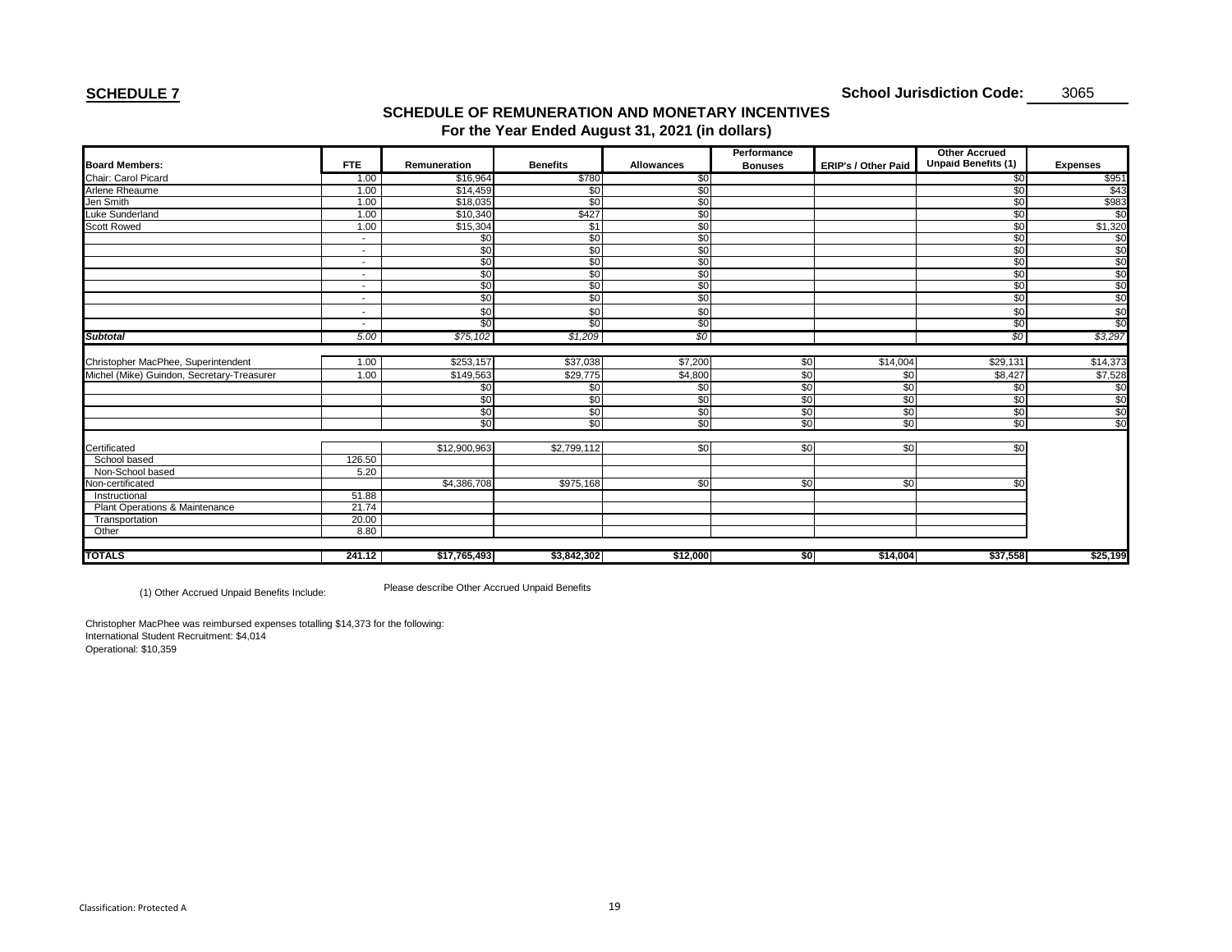**SCHEDULE 7**

**School Jurisdiction Code:** 3065

## SCHEDULE OF REMUNERATION AND MONETARY INCENTIVES
### For the Year Ended August 31, 2021 (in dollars)

| Board Members: | FTE | Remuneration | Benefits | Allowances | Performance Bonuses | ERIP's / Other Paid | Other Accrued Unpaid Benefits (1) | Expenses |
|---|---|---|---|---|---|---|---|---|
| Chair: Carol Picard | 1.00 | $16,964 | $780 | $0 | | | $0 | $951 |
| Arlene Rheaume | 1.00 | $14,459 | $0 | $0 | | | $0 | $43 |
| Jen Smith | 1.00 | $18,035 | $0 | $0 | | | $0 | $983 |
| Luke Sunderland | 1.00 | $10,340 | $427 | $0 | | | $0 | $0 |
| Scott Rowed | 1.00 | $15,304 | $1 | $0 | | | $0 | $1,320 |
| | - | $0 | $0 | $0 | | | $0 | $0 |
| | - | $0 | $0 | $0 | | | $0 | $0 |
| | - | $0 | $0 | $0 | | | $0 | $0 |
| | - | $0 | $0 | $0 | | | $0 | $0 |
| | - | $0 | $0 | $0 | | | $0 | $0 |
| | - | $0 | $0 | $0 | | | $0 | $0 |
| | - | $0 | $0 | $0 | | | $0 | $0 |
| | - | $0 | $0 | $0 | | | $0 | $0 |
| ***Subtotal*** | *5.00* | *$75,102* | *$1,209* | *$0* | | | *$0* | *$3,297* |
| | | | | | | | | |
| Christopher MacPhee, Superintendent | 1.00 | $253,157 | $37,038 | $7,200 | $0 | $14,004 | $29,131 | $14,373 |
| Michel (Mike) Guindon, Secretary-Treasurer | 1.00 | $149,563 | $29,775 | $4,800 | $0 | $0 | $8,427 | $7,528 |
| | | $0 | $0 | $0 | $0 | $0 | $0 | $0 |
| | | $0 | $0 | $0 | $0 | $0 | $0 | $0 |
| | | $0 | $0 | $0 | $0 | $0 | $0 | $0 |
| | | $0 | $0 | $0 | $0 | $0 | $0 | $0 |
| | | | | | | | | |
| Certificated | | $12,900,963 | $2,799,112 | $0 | $0 | $0 | $0 | |
| School based | 126.50 | | | | | | | |
| Non-School based | 5.20 | | | | | | | |
| Non-certificated | | $4,386,708 | $975,168 | $0 | $0 | $0 | $0 | |
| Instructional | 51.88 | | | | | | | |
| Plant Operations & Maintenance | 21.74 | | | | | | | |
| Transportation | 20.00 | | | | | | | |
| Other | 8.80 | | | | | | | |
| | | | | | | | | |
| **TOTALS** | **241.12** | **$17,765,493** | **$3,842,302** | **$12,000** | **$0** | **$14,004** | **$37,558** | **$25,199** |

(1) Other Accrued Unpaid Benefits Include: Please describe Other Accrued Unpaid Benefits

Christopher MacPhee was reimbursed expenses totalling $14,373 for the following:
International Student Recruitment: $4,014
Operational: $10,359

Classification: Protected A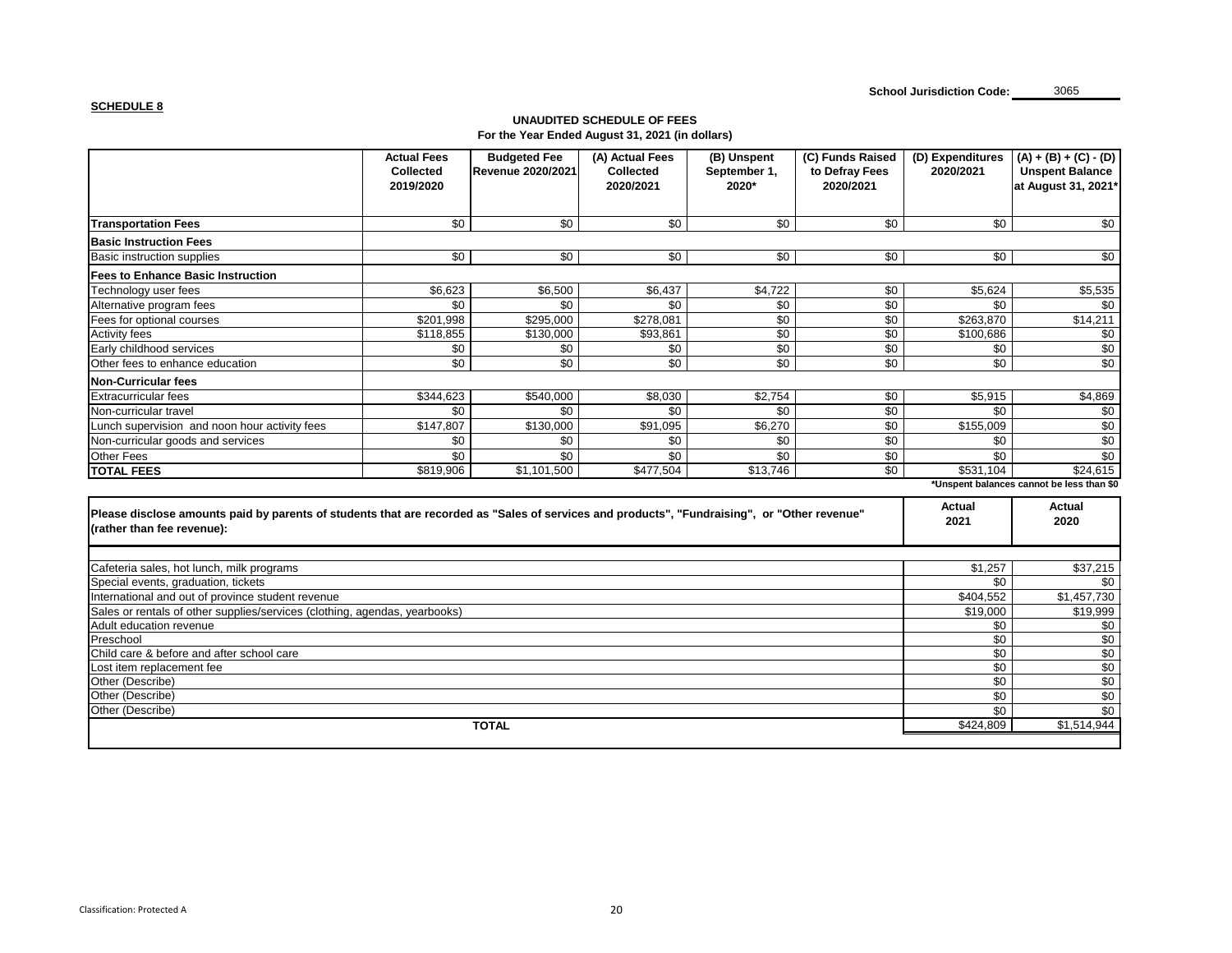School Jurisdiction Code: 3065

**SCHEDULE 8**

## UNAUDITED SCHEDULE OF FEES

**For the Year Ended August 31, 2021 (in dollars)**

| | Actual Fees Collected 2019/2020 | Budgeted Fee Revenue 2020/2021 | (A) Actual Fees Collected 2020/2021 | (B) Unspent September 1, 2020* | (C) Funds Raised to Defray Fees 2020/2021 | (D) Expenditures 2020/2021 | (A) + (B) + (C) - (D) Unspent Balance at August 31, 2021* |
|---|---|---|---|---|---|---|---|
| **Transportation Fees** | $0 | $0 | $0 | $0 | $0 | $0 | $0 |
| **Basic Instruction Fees** | | | | | | | |
| Basic instruction supplies | $0 | $0 | $0 | $0 | $0 | $0 | $0 |
| **Fees to Enhance Basic Instruction** | | | | | | | |
| Technology user fees | $6,623 | $6,500 | $6,437 | $4,722 | $0 | $5,624 | $5,535 |
| Alternative program fees | $0 | $0 | $0 | $0 | $0 | $0 | $0 |
| Fees for optional courses | $201,998 | $295,000 | $278,081 | $0 | $0 | $263,870 | $14,211 |
| Activity fees | $118,855 | $130,000 | $93,861 | $0 | $0 | $100,686 | $0 |
| Early childhood services | $0 | $0 | $0 | $0 | $0 | $0 | $0 |
| Other fees to enhance education | $0 | $0 | $0 | $0 | $0 | $0 | $0 |
| **Non-Curricular fees** | | | | | | | |
| Extracurricular fees | $344,623 | $540,000 | $8,030 | $2,754 | $0 | $5,915 | $4,869 |
| Non-curricular travel | $0 | $0 | $0 | $0 | $0 | $0 | $0 |
| Lunch supervision and noon hour activity fees | $147,807 | $130,000 | $91,095 | $6,270 | $0 | $155,009 | $0 |
| Non-curricular goods and services | $0 | $0 | $0 | $0 | $0 | $0 | $0 |
| Other Fees | $0 | $0 | $0 | $0 | $0 | $0 | $0 |
| **TOTAL FEES** | $819,906 | $1,101,500 | $477,504 | $13,746 | $0 | $531,104 | $24,615 |

*Unspent balances cannot be less than $0

| **Please disclose amounts paid by parents of students that are recorded as "Sales of services and products", "Fundraising", or "Other revenue" (rather than fee revenue):** | Actual 2021 | Actual 2020 |
|---|---|---|
| Cafeteria sales, hot lunch, milk programs | $1,257 | $37,215 |
| Special events, graduation, tickets | $0 | $0 |
| International and out of province student revenue | $404,552 | $1,457,730 |
| Sales or rentals of other supplies/services (clothing, agendas, yearbooks) | $19,000 | $19,999 |
| Adult education revenue | $0 | $0 |
| Preschool | $0 | $0 |
| Child care & before and after school care | $0 | $0 |
| Lost item replacement fee | $0 | $0 |
| Other (Describe) | $0 | $0 |
| Other (Describe) | $0 | $0 |
| Other (Describe) | $0 | $0 |
| **TOTAL** | $424,809 | $1,514,944 |

Classification: Protected A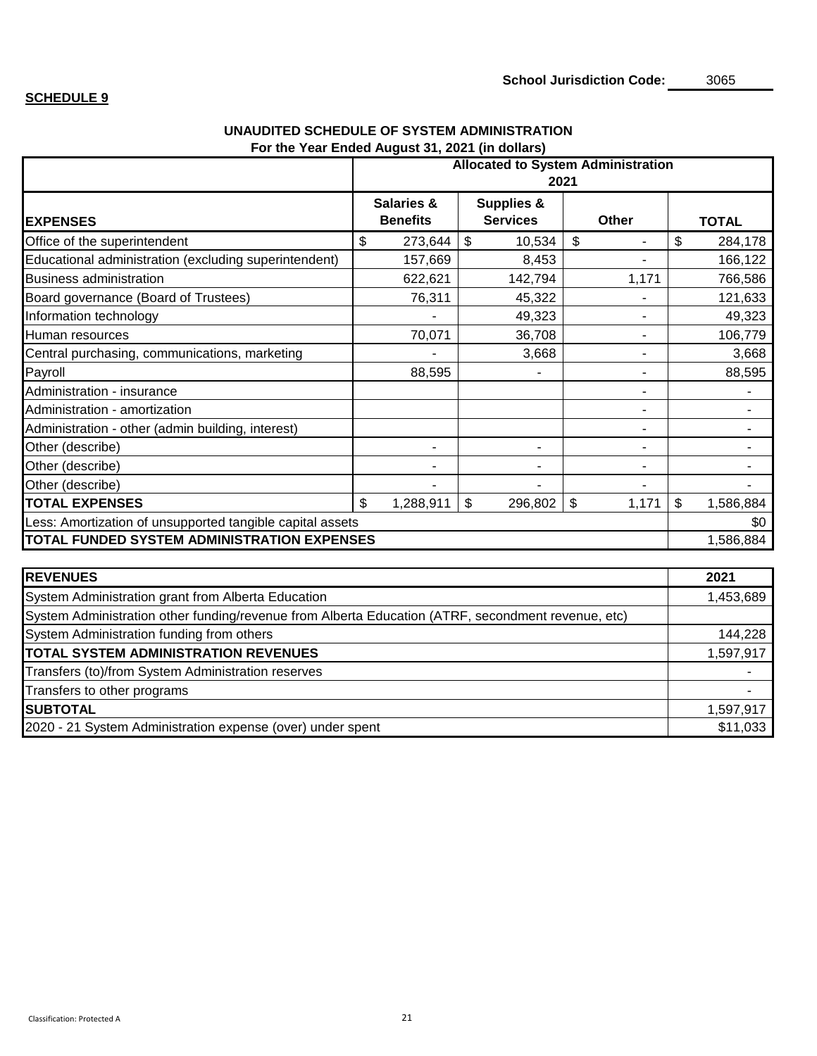**School Jurisdiction Code:** 3065

**SCHEDULE 9**

**UNAUDITED SCHEDULE OF SYSTEM ADMINISTRATION**
**For the Year Ended August 31, 2021 (in dollars)**

| | Allocated to System Administration 2021 | | | |
|---|---|---|---|---|
| **EXPENSES** | **Salaries & Benefits** | **Supplies & Services** | **Other** | **TOTAL** |
| Office of the superintendent | $ 273,644 | $ 10,534 | $ - | $ 284,178 |
| Educational administration (excluding superintendent) | 157,669 | 8,453 | - | 166,122 |
| Business administration | 622,621 | 142,794 | 1,171 | 766,586 |
| Board governance (Board of Trustees) | 76,311 | 45,322 | - | 121,633 |
| Information technology | - | 49,323 | - | 49,323 |
| Human resources | 70,071 | 36,708 | - | 106,779 |
| Central purchasing, communications, marketing | - | 3,668 | - | 3,668 |
| Payroll | 88,595 | - | - | 88,595 |
| Administration - insurance | | | - | - |
| Administration - amortization | | | - | - |
| Administration - other (admin building, interest) | | | - | - |
| Other (describe) | - | - | - | - |
| Other (describe) | - | - | - | - |
| Other (describe) | - | - | - | - |
| **TOTAL EXPENSES** | $ 1,288,911 | $ 296,802 | $ 1,171 | $ 1,586,884 |
| Less: Amortization of unsupported tangible capital assets | | | | $0 |
| **TOTAL FUNDED SYSTEM ADMINISTRATION EXPENSES** | | | | 1,586,884 |

| **REVENUES** | **2021** |
|---|---|
| System Administration grant from Alberta Education | 1,453,689 |
| System Administration other funding/revenue from Alberta Education (ATRF, secondment revenue, etc) | |
| System Administration funding from others | 144,228 |
| **TOTAL SYSTEM ADMINISTRATION REVENUES** | 1,597,917 |
| Transfers (to)/from System Administration reserves | - |
| Transfers to other programs | - |
| **SUBTOTAL** | 1,597,917 |
| 2020 - 21 System Administration expense (over) under spent | $11,033 |

Classification: Protected A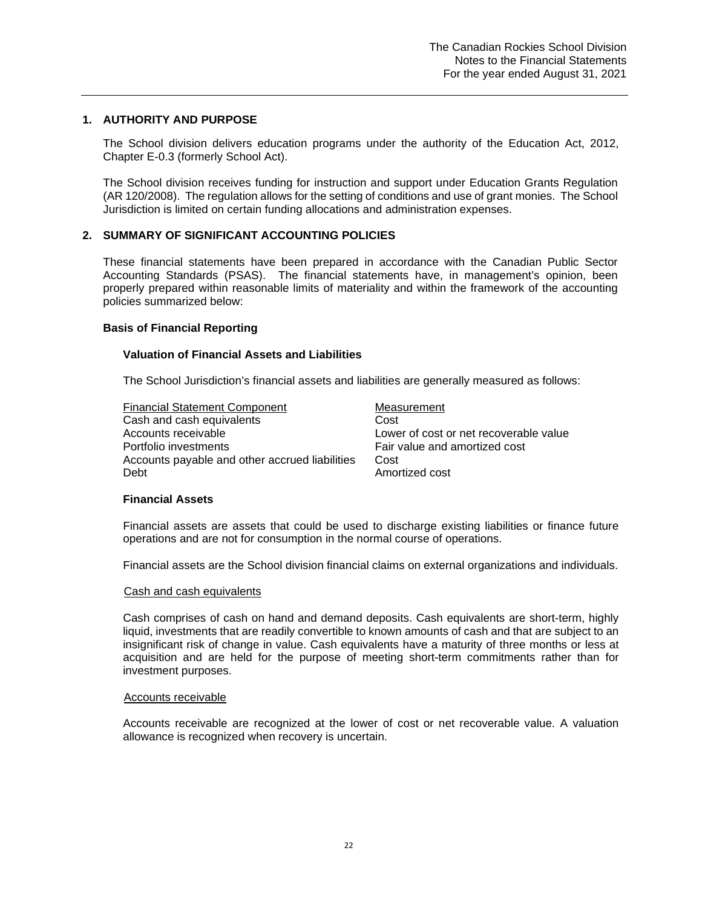## 1. AUTHORITY AND PURPOSE

The School division delivers education programs under the authority of the Education Act, 2012, Chapter E-0.3 (formerly School Act).

The School division receives funding for instruction and support under Education Grants Regulation (AR 120/2008). The regulation allows for the setting of conditions and use of grant monies. The School Jurisdiction is limited on certain funding allocations and administration expenses.

## 2. SUMMARY OF SIGNIFICANT ACCOUNTING POLICIES

These financial statements have been prepared in accordance with the Canadian Public Sector Accounting Standards (PSAS). The financial statements have, in management's opinion, been properly prepared within reasonable limits of materiality and within the framework of the accounting policies summarized below:

### Basis of Financial Reporting

#### Valuation of Financial Assets and Liabilities

The School Jurisdiction's financial assets and liabilities are generally measured as follows:

| Financial Statement Component | Measurement |
|---|---|
| Cash and cash equivalents | Cost |
| Accounts receivable | Lower of cost or net recoverable value |
| Portfolio investments | Fair value and amortized cost |
| Accounts payable and other accrued liabilities | Cost |
| Debt | Amortized cost |

#### Financial Assets

Financial assets are assets that could be used to discharge existing liabilities or finance future operations and are not for consumption in the normal course of operations.

Financial assets are the School division financial claims on external organizations and individuals.

Cash and cash equivalents

Cash comprises of cash on hand and demand deposits. Cash equivalents are short-term, highly liquid, investments that are readily convertible to known amounts of cash and that are subject to an insignificant risk of change in value. Cash equivalents have a maturity of three months or less at acquisition and are held for the purpose of meeting short-term commitments rather than for investment purposes.

Accounts receivable

Accounts receivable are recognized at the lower of cost or net recoverable value. A valuation allowance is recognized when recovery is uncertain.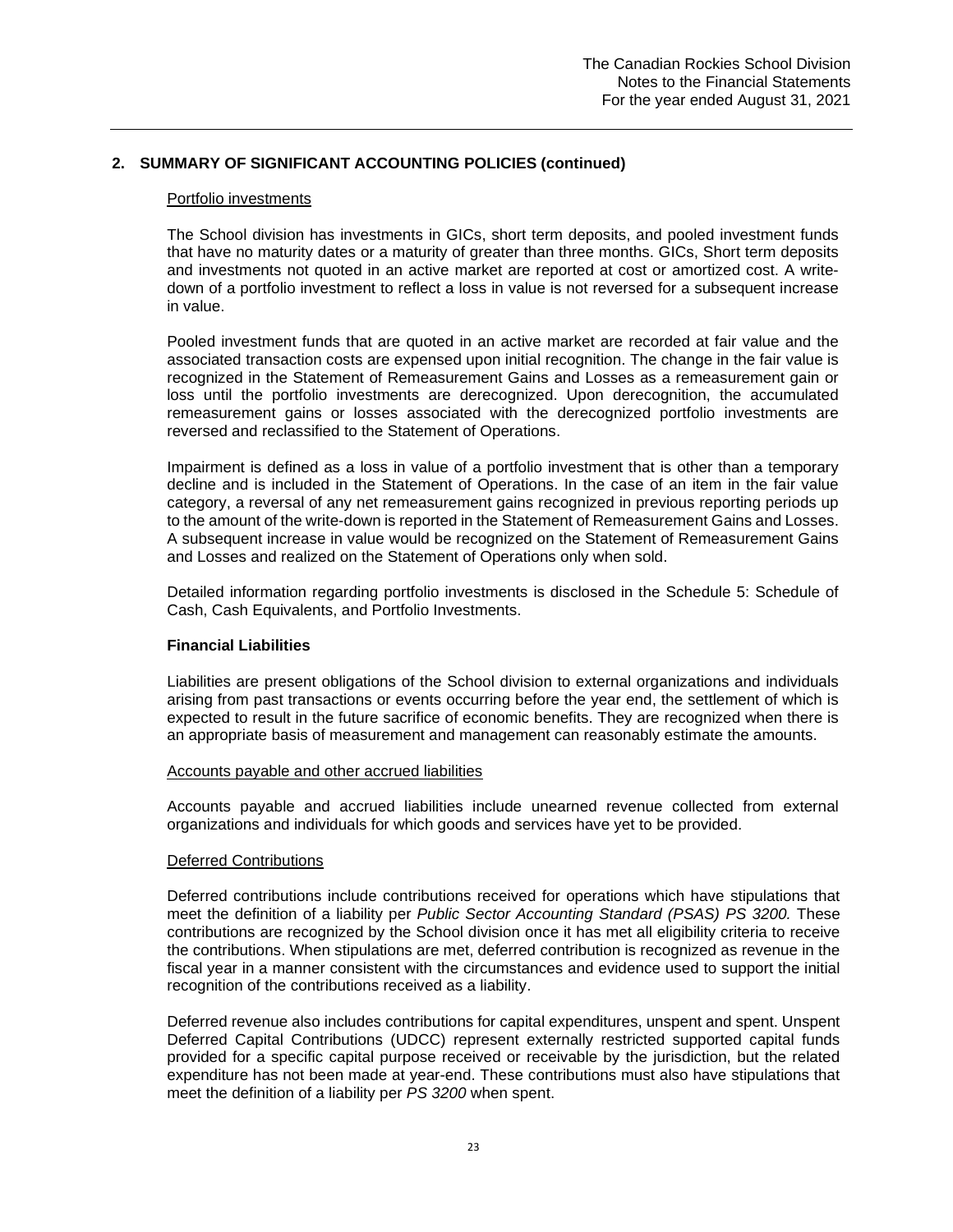## 2. SUMMARY OF SIGNIFICANT ACCOUNTING POLICIES (continued)

Portfolio investments

The School division has investments in GICs, short term deposits, and pooled investment funds that have no maturity dates or a maturity of greater than three months. GICs, Short term deposits and investments not quoted in an active market are reported at cost or amortized cost. A write-down of a portfolio investment to reflect a loss in value is not reversed for a subsequent increase in value.

Pooled investment funds that are quoted in an active market are recorded at fair value and the associated transaction costs are expensed upon initial recognition. The change in the fair value is recognized in the Statement of Remeasurement Gains and Losses as a remeasurement gain or loss until the portfolio investments are derecognized. Upon derecognition, the accumulated remeasurement gains or losses associated with the derecognized portfolio investments are reversed and reclassified to the Statement of Operations.

Impairment is defined as a loss in value of a portfolio investment that is other than a temporary decline and is included in the Statement of Operations. In the case of an item in the fair value category, a reversal of any net remeasurement gains recognized in previous reporting periods up to the amount of the write-down is reported in the Statement of Remeasurement Gains and Losses. A subsequent increase in value would be recognized on the Statement of Remeasurement Gains and Losses and realized on the Statement of Operations only when sold.

Detailed information regarding portfolio investments is disclosed in the Schedule 5: Schedule of Cash, Cash Equivalents, and Portfolio Investments.

**Financial Liabilities**

Liabilities are present obligations of the School division to external organizations and individuals arising from past transactions or events occurring before the year end, the settlement of which is expected to result in the future sacrifice of economic benefits. They are recognized when there is an appropriate basis of measurement and management can reasonably estimate the amounts.

Accounts payable and other accrued liabilities

Accounts payable and accrued liabilities include unearned revenue collected from external organizations and individuals for which goods and services have yet to be provided.

Deferred Contributions

Deferred contributions include contributions received for operations which have stipulations that meet the definition of a liability per *Public Sector Accounting Standard (PSAS) PS 3200.* These contributions are recognized by the School division once it has met all eligibility criteria to receive the contributions. When stipulations are met, deferred contribution is recognized as revenue in the fiscal year in a manner consistent with the circumstances and evidence used to support the initial recognition of the contributions received as a liability.

Deferred revenue also includes contributions for capital expenditures, unspent and spent. Unspent Deferred Capital Contributions (UDCC) represent externally restricted supported capital funds provided for a specific capital purpose received or receivable by the jurisdiction, but the related expenditure has not been made at year-end. These contributions must also have stipulations that meet the definition of a liability per *PS 3200* when spent.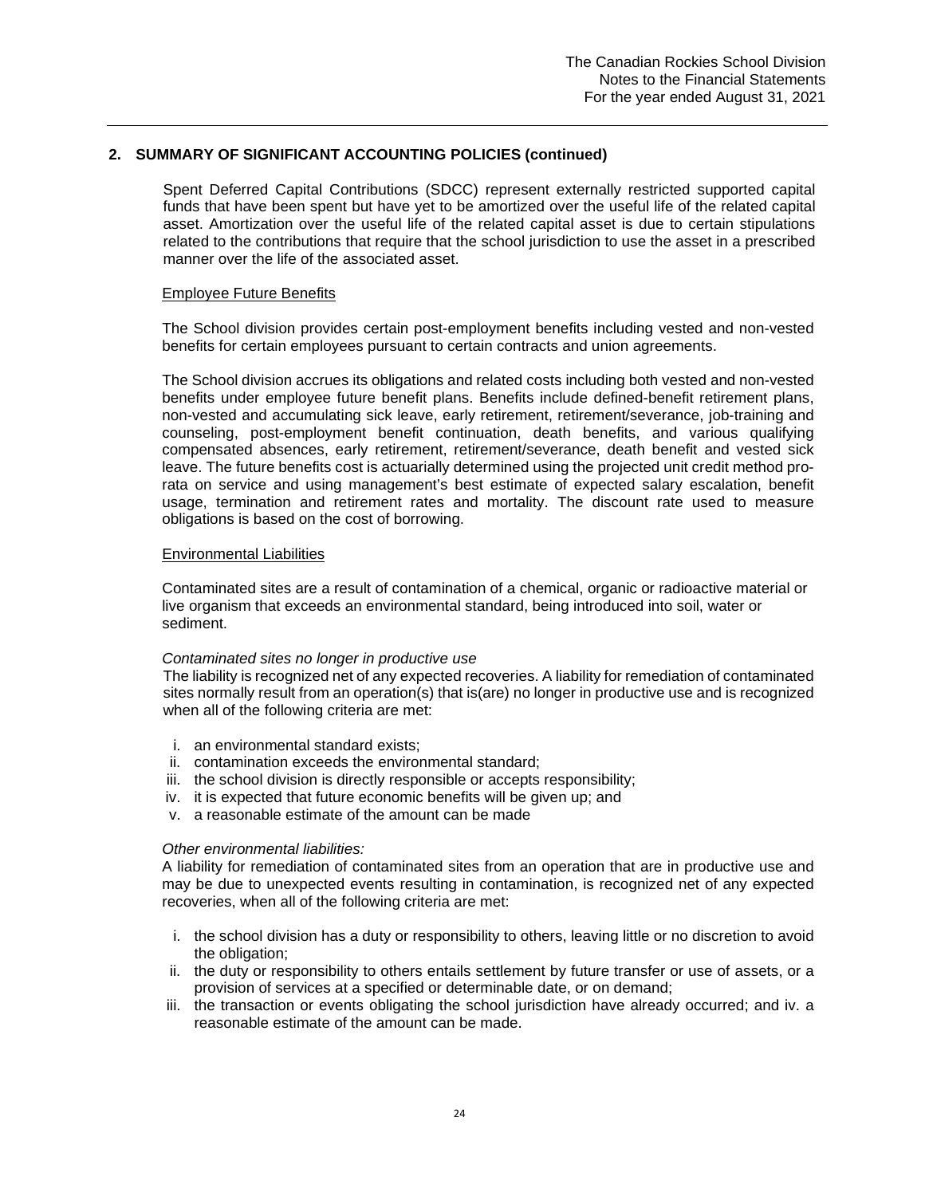## 2. SUMMARY OF SIGNIFICANT ACCOUNTING POLICIES (continued)

Spent Deferred Capital Contributions (SDCC) represent externally restricted supported capital funds that have been spent but have yet to be amortized over the useful life of the related capital asset. Amortization over the useful life of the related capital asset is due to certain stipulations related to the contributions that require that the school jurisdiction to use the asset in a prescribed manner over the life of the associated asset.

Employee Future Benefits

The School division provides certain post-employment benefits including vested and non-vested benefits for certain employees pursuant to certain contracts and union agreements.

The School division accrues its obligations and related costs including both vested and non-vested benefits under employee future benefit plans. Benefits include defined-benefit retirement plans, non-vested and accumulating sick leave, early retirement, retirement/severance, job-training and counseling, post-employment benefit continuation, death benefits, and various qualifying compensated absences, early retirement, retirement/severance, death benefit and vested sick leave. The future benefits cost is actuarially determined using the projected unit credit method pro-rata on service and using management's best estimate of expected salary escalation, benefit usage, termination and retirement rates and mortality. The discount rate used to measure obligations is based on the cost of borrowing.

Environmental Liabilities

Contaminated sites are a result of contamination of a chemical, organic or radioactive material or live organism that exceeds an environmental standard, being introduced into soil, water or sediment.

*Contaminated sites no longer in productive use*

The liability is recognized net of any expected recoveries. A liability for remediation of contaminated sites normally result from an operation(s) that is(are) no longer in productive use and is recognized when all of the following criteria are met:

i. an environmental standard exists;
ii. contamination exceeds the environmental standard;
iii. the school division is directly responsible or accepts responsibility;
iv. it is expected that future economic benefits will be given up; and
v. a reasonable estimate of the amount can be made

*Other environmental liabilities:*

A liability for remediation of contaminated sites from an operation that are in productive use and may be due to unexpected events resulting in contamination, is recognized net of any expected recoveries, when all of the following criteria are met:

i. the school division has a duty or responsibility to others, leaving little or no discretion to avoid the obligation;
ii. the duty or responsibility to others entails settlement by future transfer or use of assets, or a provision of services at a specified or determinable date, or on demand;
iii. the transaction or events obligating the school jurisdiction have already occurred; and iv. a reasonable estimate of the amount can be made.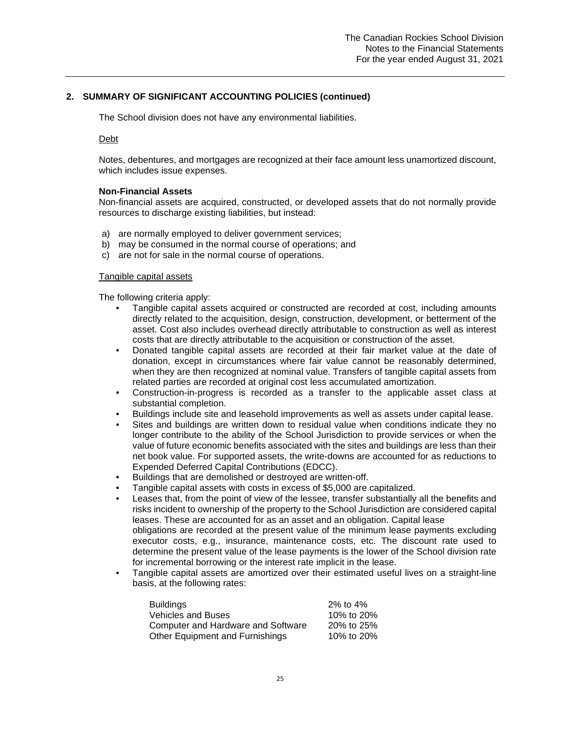## 2. SUMMARY OF SIGNIFICANT ACCOUNTING POLICIES (continued)

The School division does not have any environmental liabilities.

Debt

Notes, debentures, and mortgages are recognized at their face amount less unamortized discount, which includes issue expenses.

**Non-Financial Assets**

Non-financial assets are acquired, constructed, or developed assets that do not normally provide resources to discharge existing liabilities, but instead:

a) are normally employed to deliver government services;
b) may be consumed in the normal course of operations; and
c) are not for sale in the normal course of operations.

Tangible capital assets

The following criteria apply:

- Tangible capital assets acquired or constructed are recorded at cost, including amounts directly related to the acquisition, design, construction, development, or betterment of the asset. Cost also includes overhead directly attributable to construction as well as interest costs that are directly attributable to the acquisition or construction of the asset.
- Donated tangible capital assets are recorded at their fair market value at the date of donation, except in circumstances where fair value cannot be reasonably determined, when they are then recognized at nominal value. Transfers of tangible capital assets from related parties are recorded at original cost less accumulated amortization.
- Construction-in-progress is recorded as a transfer to the applicable asset class at substantial completion.
- Buildings include site and leasehold improvements as well as assets under capital lease.
- Sites and buildings are written down to residual value when conditions indicate they no longer contribute to the ability of the School Jurisdiction to provide services or when the value of future economic benefits associated with the sites and buildings are less than their net book value. For supported assets, the write-downs are accounted for as reductions to Expended Deferred Capital Contributions (EDCC).
- Buildings that are demolished or destroyed are written-off.
- Tangible capital assets with costs in excess of $5,000 are capitalized.
- Leases that, from the point of view of the lessee, transfer substantially all the benefits and risks incident to ownership of the property to the School Jurisdiction are considered capital leases. These are accounted for as an asset and an obligation. Capital lease obligations are recorded at the present value of the minimum lease payments excluding executor costs, e.g., insurance, maintenance costs, etc. The discount rate used to determine the present value of the lease payments is the lower of the School division rate for incremental borrowing or the interest rate implicit in the lease.
- Tangible capital assets are amortized over their estimated useful lives on a straight-line basis, at the following rates:

| | |
|---|---|
| Buildings | 2% to 4% |
| Vehicles and Buses | 10% to 20% |
| Computer and Hardware and Software | 20% to 25% |
| Other Equipment and Furnishings | 10% to 20% |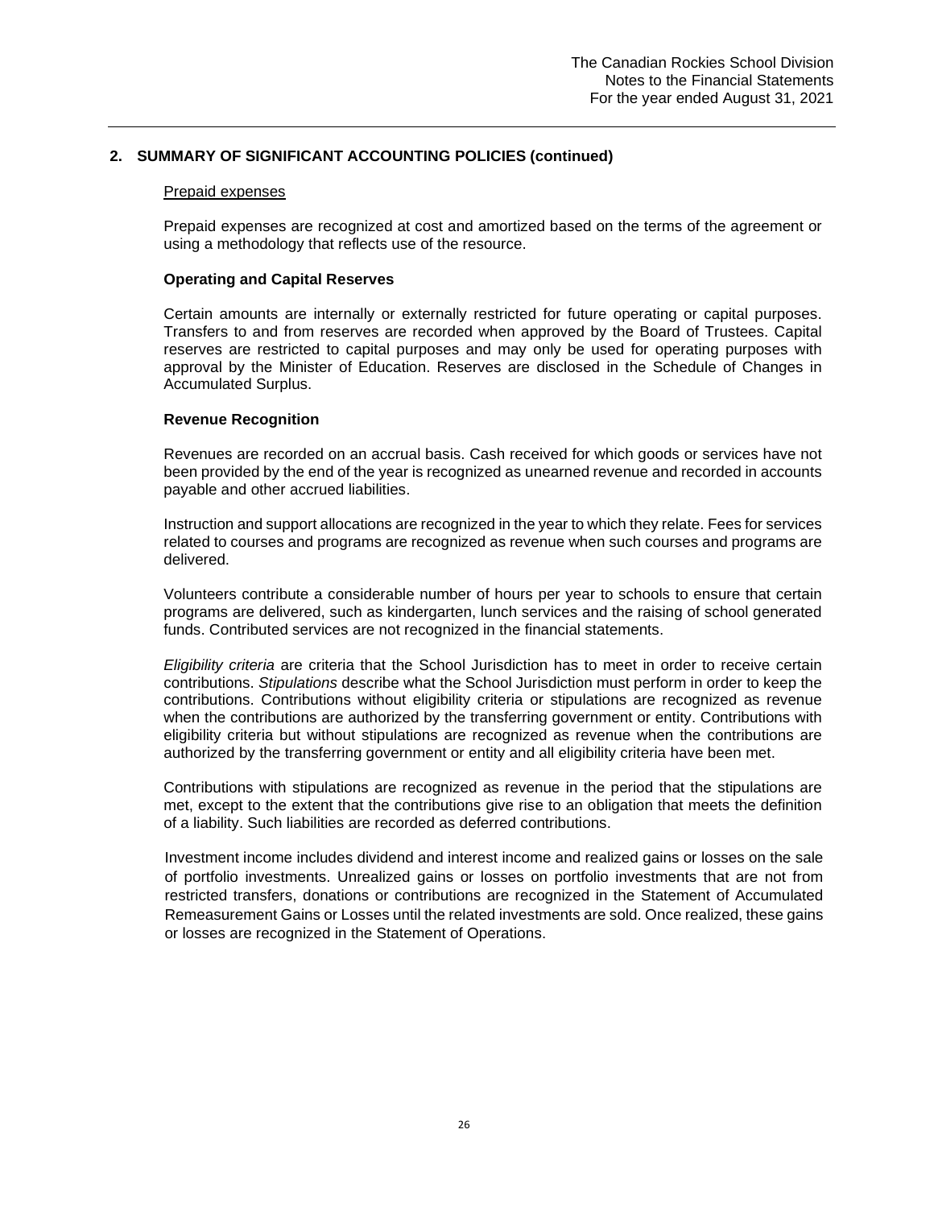## 2. SUMMARY OF SIGNIFICANT ACCOUNTING POLICIES (continued)

Prepaid expenses

Prepaid expenses are recognized at cost and amortized based on the terms of the agreement or using a methodology that reflects use of the resource.

**Operating and Capital Reserves**

Certain amounts are internally or externally restricted for future operating or capital purposes. Transfers to and from reserves are recorded when approved by the Board of Trustees. Capital reserves are restricted to capital purposes and may only be used for operating purposes with approval by the Minister of Education. Reserves are disclosed in the Schedule of Changes in Accumulated Surplus.

**Revenue Recognition**

Revenues are recorded on an accrual basis. Cash received for which goods or services have not been provided by the end of the year is recognized as unearned revenue and recorded in accounts payable and other accrued liabilities.

Instruction and support allocations are recognized in the year to which they relate. Fees for services related to courses and programs are recognized as revenue when such courses and programs are delivered.

Volunteers contribute a considerable number of hours per year to schools to ensure that certain programs are delivered, such as kindergarten, lunch services and the raising of school generated funds. Contributed services are not recognized in the financial statements.

*Eligibility criteria* are criteria that the School Jurisdiction has to meet in order to receive certain contributions. *Stipulations* describe what the School Jurisdiction must perform in order to keep the contributions. Contributions without eligibility criteria or stipulations are recognized as revenue when the contributions are authorized by the transferring government or entity. Contributions with eligibility criteria but without stipulations are recognized as revenue when the contributions are authorized by the transferring government or entity and all eligibility criteria have been met.

Contributions with stipulations are recognized as revenue in the period that the stipulations are met, except to the extent that the contributions give rise to an obligation that meets the definition of a liability. Such liabilities are recorded as deferred contributions.

Investment income includes dividend and interest income and realized gains or losses on the sale of portfolio investments. Unrealized gains or losses on portfolio investments that are not from restricted transfers, donations or contributions are recognized in the Statement of Accumulated Remeasurement Gains or Losses until the related investments are sold. Once realized, these gains or losses are recognized in the Statement of Operations.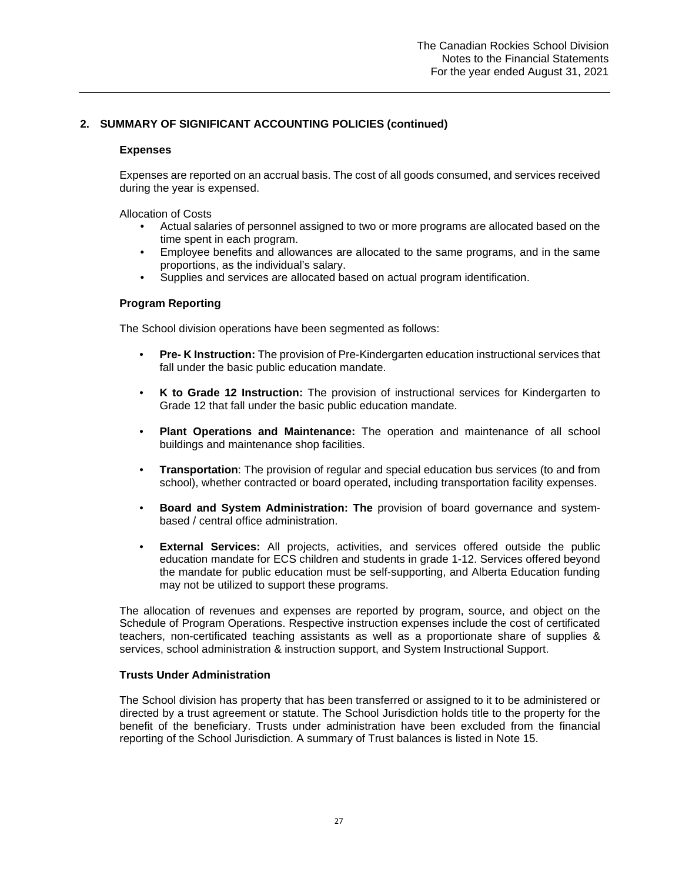## 2. SUMMARY OF SIGNIFICANT ACCOUNTING POLICIES (continued)

### Expenses

Expenses are reported on an accrual basis. The cost of all goods consumed, and services received during the year is expensed.

Allocation of Costs

- Actual salaries of personnel assigned to two or more programs are allocated based on the time spent in each program.
- Employee benefits and allowances are allocated to the same programs, and in the same proportions, as the individual's salary.
- Supplies and services are allocated based on actual program identification.

### Program Reporting

The School division operations have been segmented as follows:

- **Pre- K Instruction:** The provision of Pre-Kindergarten education instructional services that fall under the basic public education mandate.
- **K to Grade 12 Instruction:** The provision of instructional services for Kindergarten to Grade 12 that fall under the basic public education mandate.
- **Plant Operations and Maintenance:** The operation and maintenance of all school buildings and maintenance shop facilities.
- **Transportation**: The provision of regular and special education bus services (to and from school), whether contracted or board operated, including transportation facility expenses.
- **Board and System Administration: The** provision of board governance and system-based / central office administration.
- **External Services:** All projects, activities, and services offered outside the public education mandate for ECS children and students in grade 1-12. Services offered beyond the mandate for public education must be self-supporting, and Alberta Education funding may not be utilized to support these programs.

The allocation of revenues and expenses are reported by program, source, and object on the Schedule of Program Operations. Respective instruction expenses include the cost of certificated teachers, non-certificated teaching assistants as well as a proportionate share of supplies & services, school administration & instruction support, and System Instructional Support.

### Trusts Under Administration

The School division has property that has been transferred or assigned to it to be administered or directed by a trust agreement or statute. The School Jurisdiction holds title to the property for the benefit of the beneficiary. Trusts under administration have been excluded from the financial reporting of the School Jurisdiction. A summary of Trust balances is listed in Note 15.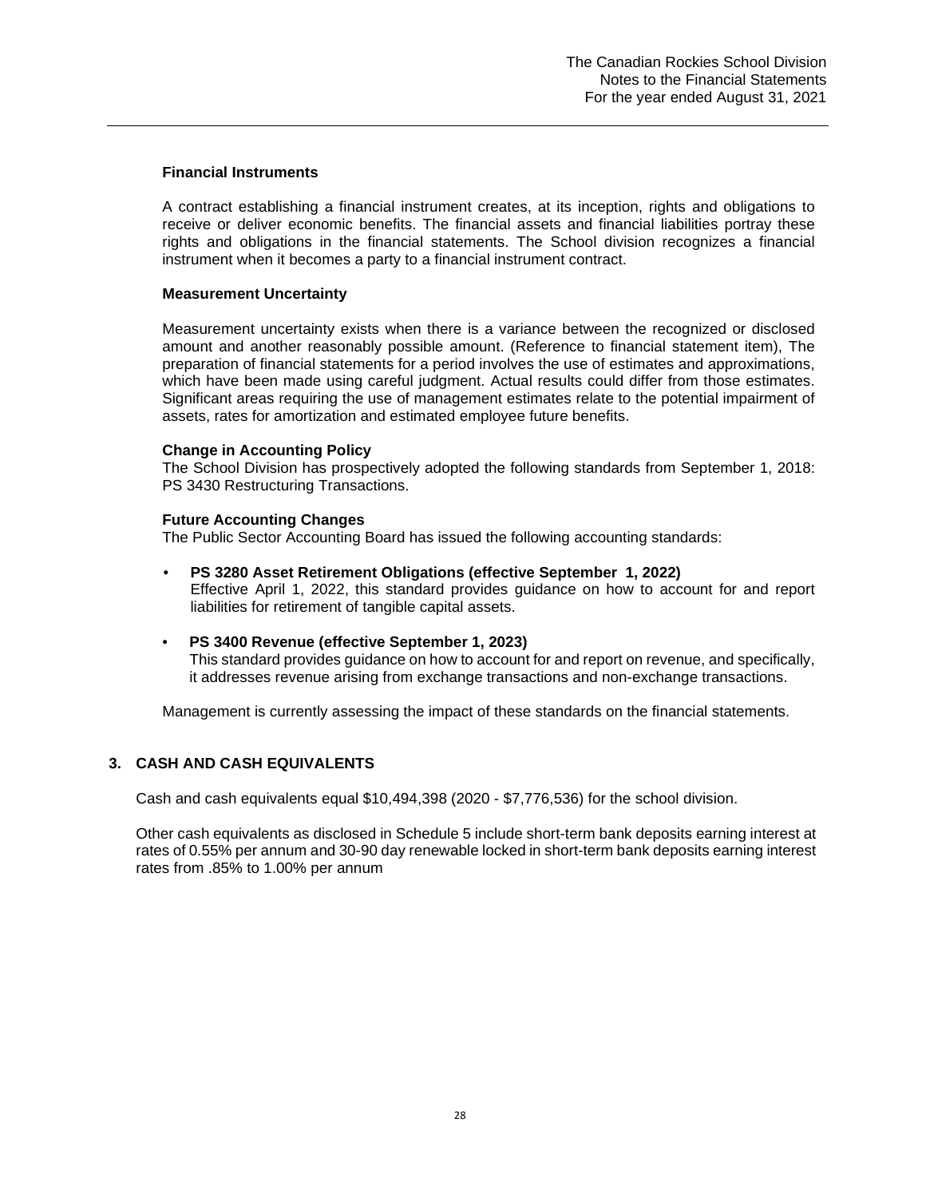**Financial Instruments**

A contract establishing a financial instrument creates, at its inception, rights and obligations to receive or deliver economic benefits. The financial assets and financial liabilities portray these rights and obligations in the financial statements. The School division recognizes a financial instrument when it becomes a party to a financial instrument contract.

**Measurement Uncertainty**

Measurement uncertainty exists when there is a variance between the recognized or disclosed amount and another reasonably possible amount. (Reference to financial statement item), The preparation of financial statements for a period involves the use of estimates and approximations, which have been made using careful judgment. Actual results could differ from those estimates. Significant areas requiring the use of management estimates relate to the potential impairment of assets, rates for amortization and estimated employee future benefits.

**Change in Accounting Policy**

The School Division has prospectively adopted the following standards from September 1, 2018: PS 3430 Restructuring Transactions.

**Future Accounting Changes**

The Public Sector Accounting Board has issued the following accounting standards:

- **PS 3280 Asset Retirement Obligations (effective September 1, 2022)**
  Effective April 1, 2022, this standard provides guidance on how to account for and report liabilities for retirement of tangible capital assets.

- **PS 3400 Revenue (effective September 1, 2023)**
  This standard provides guidance on how to account for and report on revenue, and specifically, it addresses revenue arising from exchange transactions and non-exchange transactions.

Management is currently assessing the impact of these standards on the financial statements.

## 3. CASH AND CASH EQUIVALENTS

Cash and cash equivalents equal $10,494,398 (2020 - $7,776,536) for the school division.

Other cash equivalents as disclosed in Schedule 5 include short-term bank deposits earning interest at rates of 0.55% per annum and 30-90 day renewable locked in short-term bank deposits earning interest rates from .85% to 1.00% per annum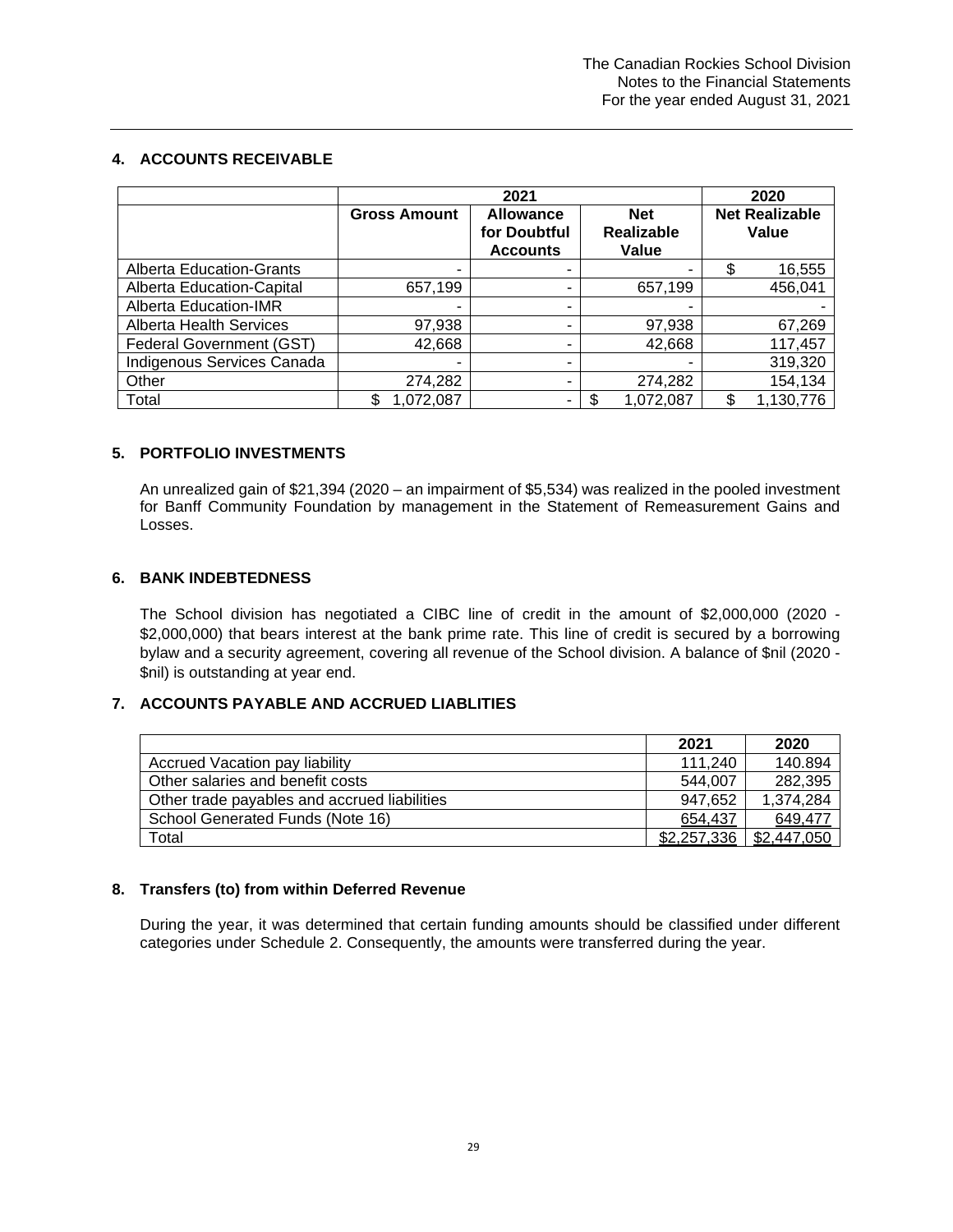## 4. ACCOUNTS RECEIVABLE

| | 2021 | | | 2020 |
|---|---|---|---|---|
| | **Gross Amount** | **Allowance for Doubtful Accounts** | **Net Realizable Value** | **Net Realizable Value** |
| Alberta Education-Grants | - | - | - | $ 16,555 |
| Alberta Education-Capital | 657,199 | - | 657,199 | 456,041 |
| Alberta Education-IMR | - | - | - | - |
| Alberta Health Services | 97,938 | - | 97,938 | 67,269 |
| Federal Government (GST) | 42,668 | - | 42,668 | 117,457 |
| Indigenous Services Canada | - | - | - | 319,320 |
| Other | 274,282 | - | 274,282 | 154,134 |
| Total | $ 1,072,087 | - | $ 1,072,087 | $ 1,130,776 |

## 5. PORTFOLIO INVESTMENTS

An unrealized gain of $21,394 (2020 – an impairment of $5,534) was realized in the pooled investment for Banff Community Foundation by management in the Statement of Remeasurement Gains and Losses.

## 6. BANK INDEBTEDNESS

The School division has negotiated a CIBC line of credit in the amount of $2,000,000 (2020 - $2,000,000) that bears interest at the bank prime rate. This line of credit is secured by a borrowing bylaw and a security agreement, covering all revenue of the School division. A balance of $nil (2020 - $nil) is outstanding at year end.

## 7. ACCOUNTS PAYABLE AND ACCRUED LIABLITIES

| | 2021 | 2020 |
|---|---|---|
| Accrued Vacation pay liability | 111,240 | 140.894 |
| Other salaries and benefit costs | 544,007 | 282,395 |
| Other trade payables and accrued liabilities | 947,652 | 1,374,284 |
| School Generated Funds (Note 16) | 654,437 | 649,477 |
| Total | $2,257,336 | $2,447,050 |

## 8. Transfers (to) from within Deferred Revenue

During the year, it was determined that certain funding amounts should be classified under different categories under Schedule 2. Consequently, the amounts were transferred during the year.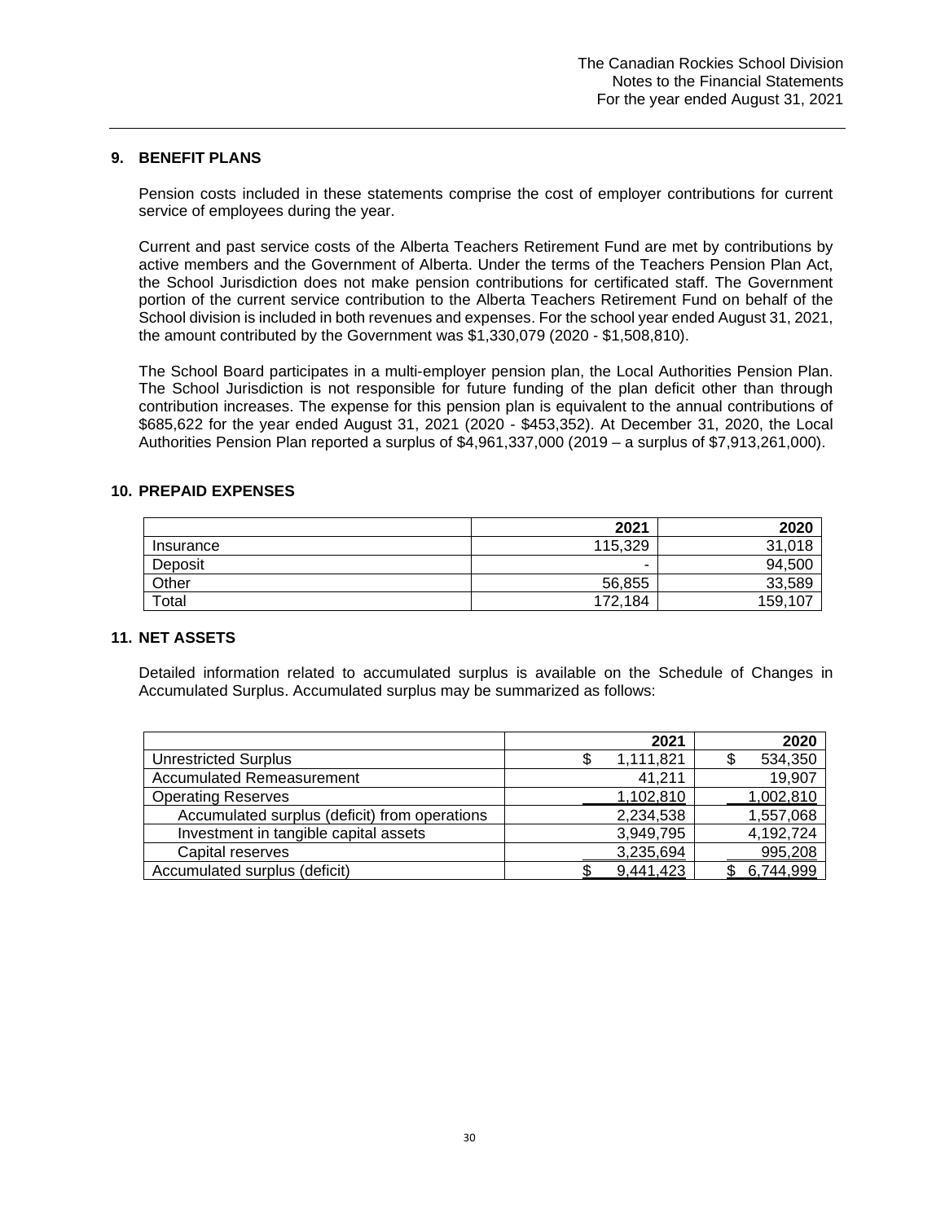## 9. BENEFIT PLANS

Pension costs included in these statements comprise the cost of employer contributions for current service of employees during the year.

Current and past service costs of the Alberta Teachers Retirement Fund are met by contributions by active members and the Government of Alberta. Under the terms of the Teachers Pension Plan Act, the School Jurisdiction does not make pension contributions for certificated staff. The Government portion of the current service contribution to the Alberta Teachers Retirement Fund on behalf of the School division is included in both revenues and expenses. For the school year ended August 31, 2021, the amount contributed by the Government was $1,330,079 (2020 - $1,508,810).

The School Board participates in a multi-employer pension plan, the Local Authorities Pension Plan. The School Jurisdiction is not responsible for future funding of the plan deficit other than through contribution increases. The expense for this pension plan is equivalent to the annual contributions of $685,622 for the year ended August 31, 2021 (2020 - $453,352). At December 31, 2020, the Local Authorities Pension Plan reported a surplus of $4,961,337,000 (2019 – a surplus of $7,913,261,000).

## 10. PREPAID EXPENSES

| | 2021 | 2020 |
|---|---|---|
| Insurance | 115,329 | 31,018 |
| Deposit | - | 94,500 |
| Other | 56,855 | 33,589 |
| Total | 172,184 | 159,107 |

## 11. NET ASSETS

Detailed information related to accumulated surplus is available on the Schedule of Changes in Accumulated Surplus. Accumulated surplus may be summarized as follows:

| | 2021 | 2020 |
|---|---|---|
| Unrestricted Surplus | $ 1,111,821 | $ 534,350 |
| Accumulated Remeasurement | 41,211 | 19,907 |
| Operating Reserves | 1,102,810 | 1,002,810 |
| Accumulated surplus (deficit) from operations | 2,234,538 | 1,557,068 |
| Investment in tangible capital assets | 3,949,795 | 4,192,724 |
| Capital reserves | 3,235,694 | 995,208 |
| Accumulated surplus (deficit) | $ 9,441,423 | $ 6,744,999 |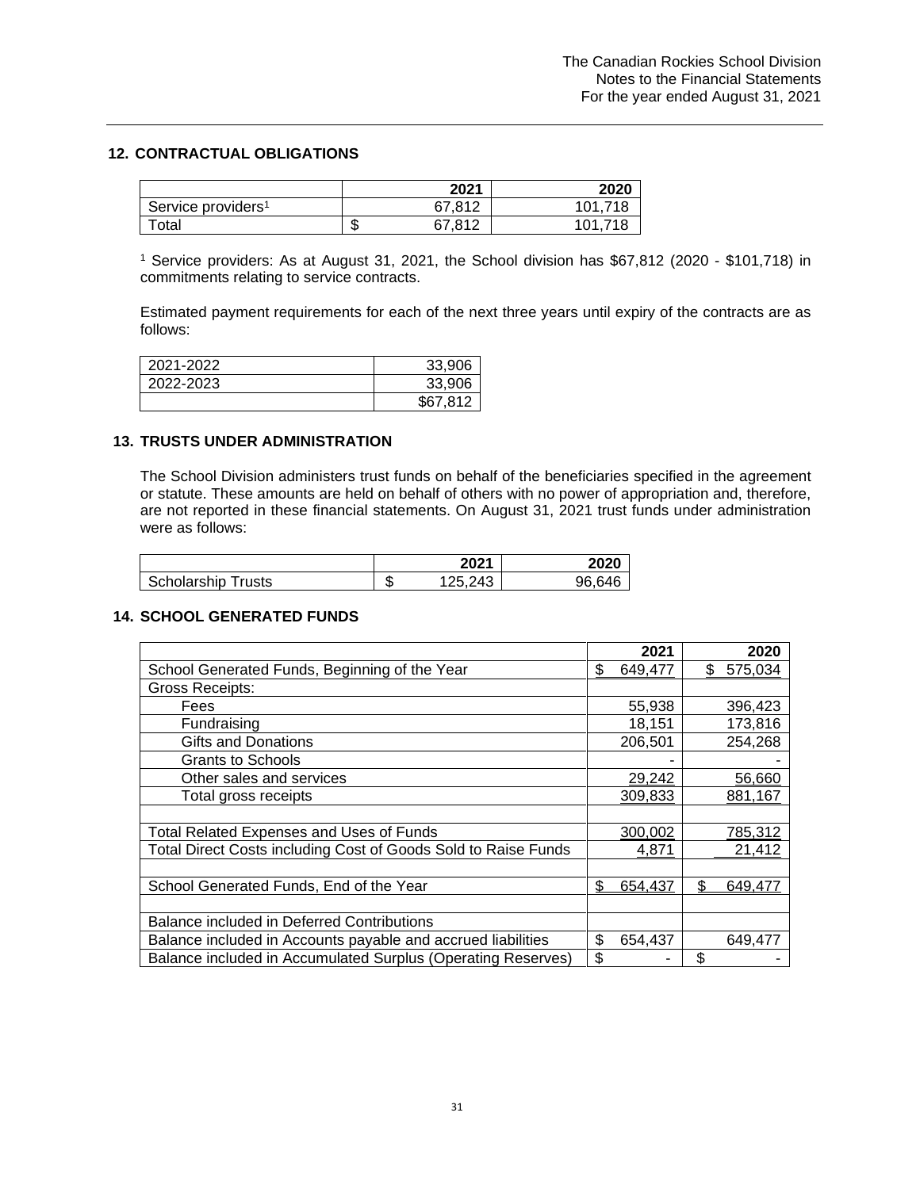## 12. CONTRACTUAL OBLIGATIONS

| | 2021 | 2020 |
|---|---|---|
| Service providers[1] | 67,812 | 101,718 |
| Total | $ 67,812 | 101,718 |

[1] Service providers: As at August 31, 2021, the School division has $67,812 (2020 - $101,718) in commitments relating to service contracts.

Estimated payment requirements for each of the next three years until expiry of the contracts are as follows:

| | |
|---|---|
| 2021-2022 | 33,906 |
| 2022-2023 | 33,906 |
| | $67,812 |

## 13. TRUSTS UNDER ADMINISTRATION

The School Division administers trust funds on behalf of the beneficiaries specified in the agreement or statute. These amounts are held on behalf of others with no power of appropriation and, therefore, are not reported in these financial statements. On August 31, 2021 trust funds under administration were as follows:

| | 2021 | 2020 |
|---|---|---|
| Scholarship Trusts | $ 125,243 | 96,646 |

## 14. SCHOOL GENERATED FUNDS

| | 2021 | 2020 |
|---|---|---|
| School Generated Funds, Beginning of the Year | $ 649,477 | $ 575,034 |
| Gross Receipts: | | |
| Fees | 55,938 | 396,423 |
| Fundraising | 18,151 | 173,816 |
| Gifts and Donations | 206,501 | 254,268 |
| Grants to Schools | - | - |
| Other sales and services | 29,242 | 56,660 |
| Total gross receipts | 309,833 | 881,167 |
| | | |
| Total Related Expenses and Uses of Funds | 300,002 | 785,312 |
| Total Direct Costs including Cost of Goods Sold to Raise Funds | 4,871 | 21,412 |
| | | |
| School Generated Funds, End of the Year | $ 654,437 | $ 649,477 |
| | | |
| Balance included in Deferred Contributions | | |
| Balance included in Accounts payable and accrued liabilities | $ 654,437 | 649,477 |
| Balance included in Accumulated Surplus (Operating Reserves) | $ - | $ - |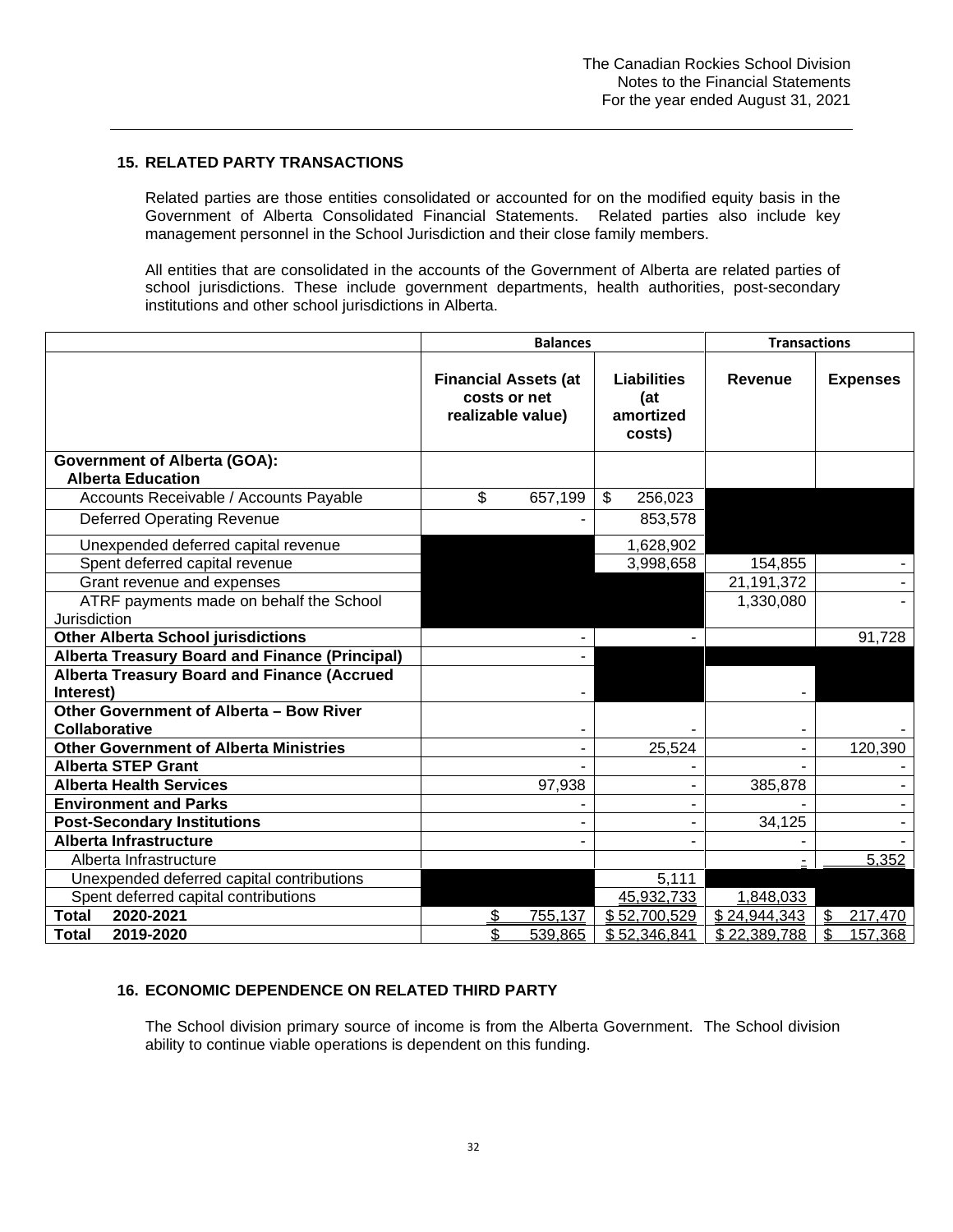## 15. RELATED PARTY TRANSACTIONS

Related parties are those entities consolidated or accounted for on the modified equity basis in the Government of Alberta Consolidated Financial Statements. Related parties also include key management personnel in the School Jurisdiction and their close family members.

All entities that are consolidated in the accounts of the Government of Alberta are related parties of school jurisdictions. These include government departments, health authorities, post-secondary institutions and other school jurisdictions in Alberta.

| | Balances | | Transactions | |
|---|---|---|---|---|
| | **Financial Assets (at costs or net realizable value)** | **Liabilities (at amortized costs)** | **Revenue** | **Expenses** |
| **Government of Alberta (GOA): Alberta Education** | | | | |
| Accounts Receivable / Accounts Payable | $ 657,199 | $ 256,023 | | |
| Deferred Operating Revenue | - | 853,578 | | |
| Unexpended deferred capital revenue | | 1,628,902 | | |
| Spent deferred capital revenue | | 3,998,658 | 154,855 | - |
| Grant revenue and expenses | | | 21,191,372 | - |
| ATRF payments made on behalf the School Jurisdiction | | | 1,330,080 | - |
| **Other Alberta School jurisdictions** | - | - | | 91,728 |
| **Alberta Treasury Board and Finance (Principal)** | - | | | |
| **Alberta Treasury Board and Finance (Accrued Interest)** | - | | - | |
| **Other Government of Alberta – Bow River Collaborative** | - | - | - | - |
| **Other Government of Alberta Ministries** | - | 25,524 | - | 120,390 |
| **Alberta STEP Grant** | - | - | - | - |
| **Alberta Health Services** | 97,938 | - | 385,878 | - |
| **Environment and Parks** | - | - | - | - |
| **Post-Secondary Institutions** | - | - | 34,125 | - |
| **Alberta Infrastructure** | - | - | - | - |
| Alberta Infrastructure | | | - | 5,352 |
| Unexpended deferred capital contributions | | 5,111 | | |
| Spent deferred capital contributions | | 45,932,733 | 1,848,033 | |
| **Total 2020-2021** | $ 755,137 | $ 52,700,529 | $ 24,944,343 | $ 217,470 |
| **Total 2019-2020** | $ 539,865 | $ 52,346,841 | $ 22,389,788 | $ 157,368 |

## 16. ECONOMIC DEPENDENCE ON RELATED THIRD PARTY

The School division primary source of income is from the Alberta Government. The School division ability to continue viable operations is dependent on this funding.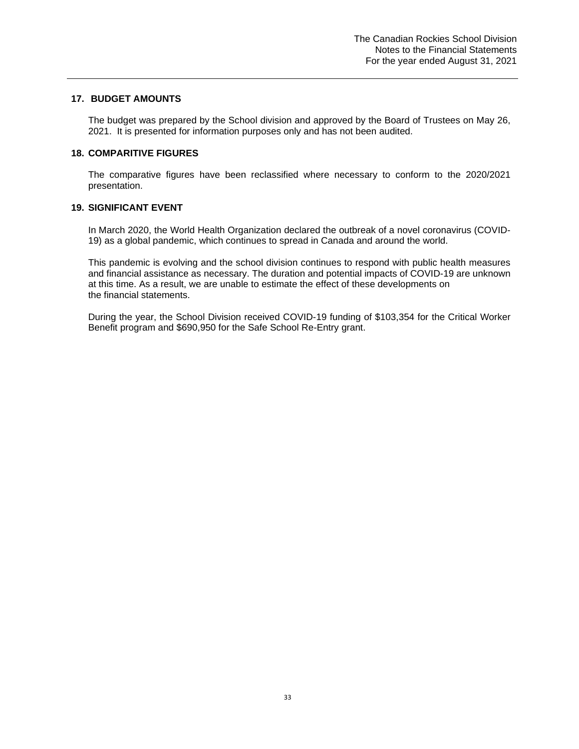## 17. BUDGET AMOUNTS

The budget was prepared by the School division and approved by the Board of Trustees on May 26, 2021. It is presented for information purposes only and has not been audited.

## 18. COMPARITIVE FIGURES

The comparative figures have been reclassified where necessary to conform to the 2020/2021 presentation.

## 19. SIGNIFICANT EVENT

In March 2020, the World Health Organization declared the outbreak of a novel coronavirus (COVID-19) as a global pandemic, which continues to spread in Canada and around the world.

This pandemic is evolving and the school division continues to respond with public health measures and financial assistance as necessary. The duration and potential impacts of COVID-19 are unknown at this time. As a result, we are unable to estimate the effect of these developments on the financial statements.

During the year, the School Division received COVID-19 funding of $103,354 for the Critical Worker Benefit program and $690,950 for the Safe School Re-Entry grant.